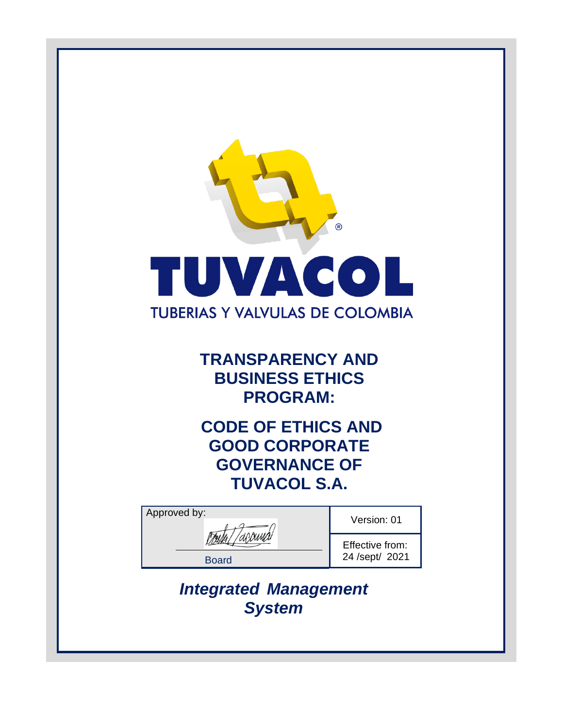TUVACOL

TUBERIAS Y VALVULAS DE COLOMBIA

# TRANSPARENCY AND BUSINESS ETHICS PROGRAM:

# CODE OF ETHICS AND GOOD CORPORATE GOVERNANCE OF TUVACOL S.A.

| Approved by: | Version: 01 |
| --- | --- |
| Board | Effective from: 24 /sept/ 2021 |

***Integrated Management System***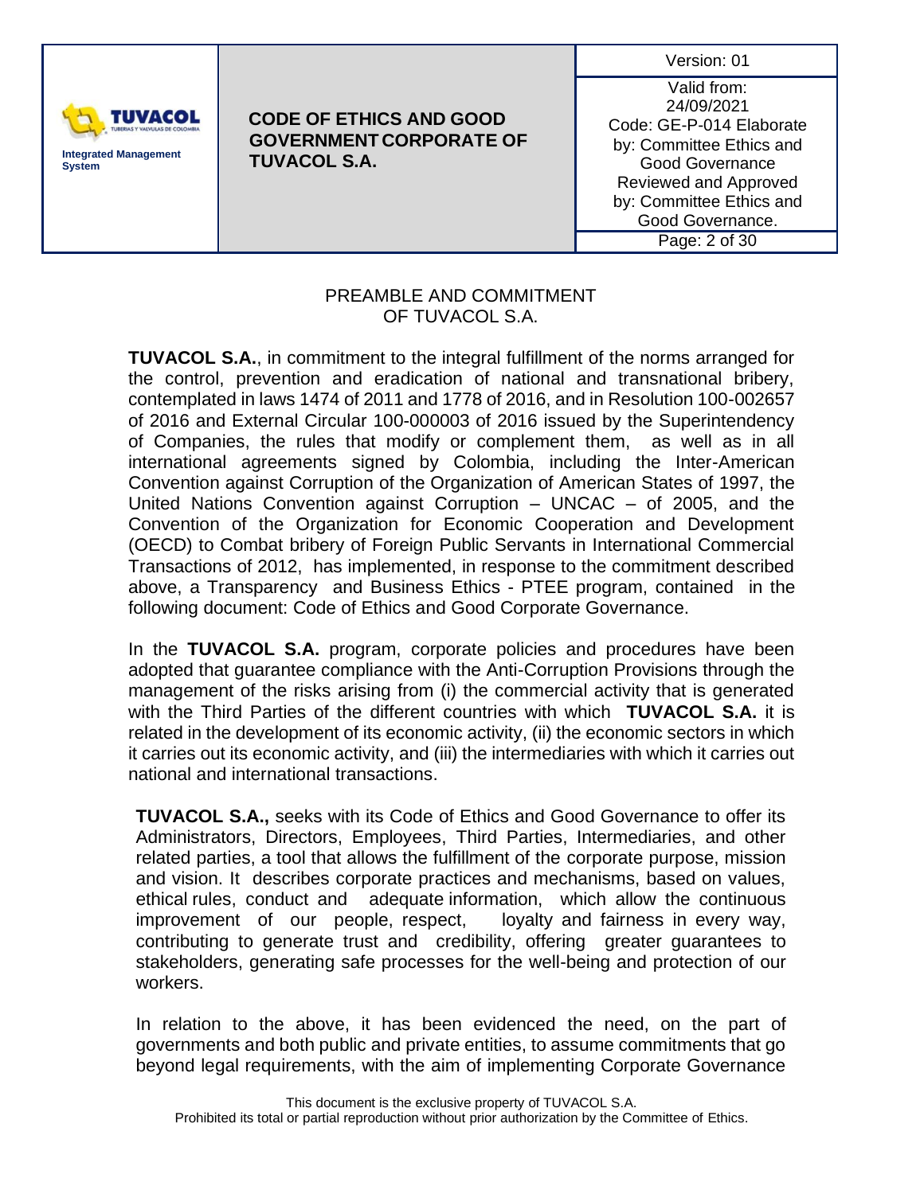## PREAMBLE AND COMMITMENT OF TUVACOL S.A.

**TUVACOL S.A.**, in commitment to the integral fulfillment of the norms arranged for the control, prevention and eradication of national and transnational bribery, contemplated in laws 1474 of 2011 and 1778 of 2016, and in Resolution 100-002657 of 2016 and External Circular 100-000003 of 2016 issued by the Superintendency of Companies, the rules that modify or complement them, as well as in all international agreements signed by Colombia, including the Inter-American Convention against Corruption of the Organization of American States of 1997, the United Nations Convention against Corruption – UNCAC – of 2005, and the Convention of the Organization for Economic Cooperation and Development (OECD) to Combat bribery of Foreign Public Servants in International Commercial Transactions of 2012, has implemented, in response to the commitment described above, a Transparency and Business Ethics - PTEE program, contained in the following document: Code of Ethics and Good Corporate Governance.

In the **TUVACOL S.A.** program, corporate policies and procedures have been adopted that guarantee compliance with the Anti-Corruption Provisions through the management of the risks arising from (i) the commercial activity that is generated with the Third Parties of the different countries with which **TUVACOL S.A.** it is related in the development of its economic activity, (ii) the economic sectors in which it carries out its economic activity, and (iii) the intermediaries with which it carries out national and international transactions.

**TUVACOL S.A.,** seeks with its Code of Ethics and Good Governance to offer its Administrators, Directors, Employees, Third Parties, Intermediaries, and other related parties, a tool that allows the fulfillment of the corporate purpose, mission and vision. It describes corporate practices and mechanisms, based on values, ethical rules, conduct and adequate information, which allow the continuous improvement of our people, respect, loyalty and fairness in every way, contributing to generate trust and credibility, offering greater guarantees to stakeholders, generating safe processes for the well-being and protection of our workers.

In relation to the above, it has been evidenced the need, on the part of governments and both public and private entities, to assume commitments that go beyond legal requirements, with the aim of implementing Corporate Governance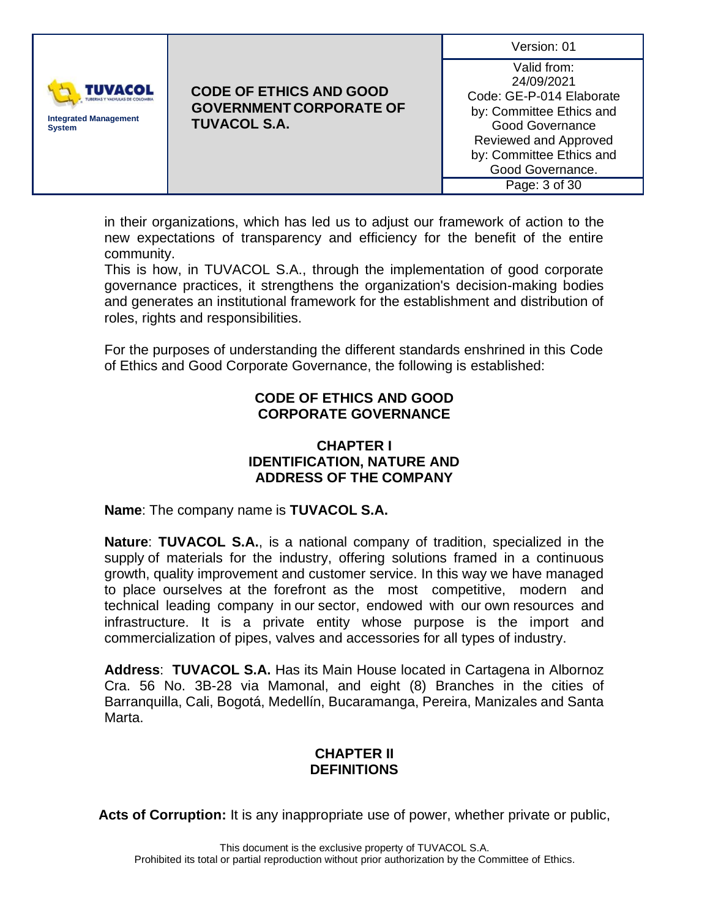in their organizations, which has led us to adjust our framework of action to the new expectations of transparency and efficiency for the benefit of the entire community.
This is how, in TUVACOL S.A., through the implementation of good corporate governance practices, it strengthens the organization's decision-making bodies and generates an institutional framework for the establishment and distribution of roles, rights and responsibilities.

For the purposes of understanding the different standards enshrined in this Code of Ethics and Good Corporate Governance, the following is established:

# CODE OF ETHICS AND GOOD CORPORATE GOVERNANCE

## CHAPTER I
## IDENTIFICATION, NATURE AND ADDRESS OF THE COMPANY

**Name**: The company name is **TUVACOL S.A.**

**Nature**: **TUVACOL S.A.**, is a national company of tradition, specialized in the supply of materials for the industry, offering solutions framed in a continuous growth, quality improvement and customer service. In this way we have managed to place ourselves at the forefront as the most competitive, modern and technical leading company in our sector, endowed with our own resources and infrastructure. It is a private entity whose purpose is the import and commercialization of pipes, valves and accessories for all types of industry.

**Address**: **TUVACOL S.A.** Has its Main House located in Cartagena in Albornoz Cra. 56 No. 3B-28 via Mamonal, and eight (8) Branches in the cities of Barranquilla, Cali, Bogotá, Medellín, Bucaramanga, Pereira, Manizales and Santa Marta.

## CHAPTER II
## DEFINITIONS

**Acts of Corruption:** It is any inappropriate use of power, whether private or public,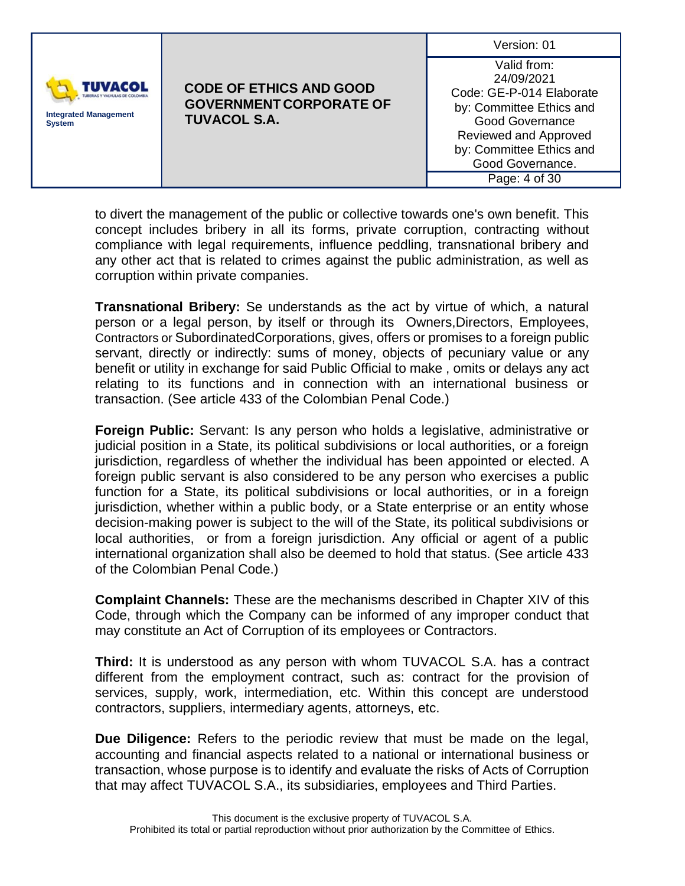to divert the management of the public or collective towards one's own benefit. This concept includes bribery in all its forms, private corruption, contracting without compliance with legal requirements, influence peddling, transnational bribery and any other act that is related to crimes against the public administration, as well as corruption within private companies.

**Transnational Bribery:** Se understands as the act by virtue of which, a natural person or a legal person, by itself or through its Owners,Directors, Employees, Contractors or SubordinatedCorporations, gives, offers or promises to a foreign public servant, directly or indirectly: sums of money, objects of pecuniary value or any benefit or utility in exchange for said Public Official to make , omits or delays any act relating to its functions and in connection with an international business or transaction. (See article 433 of the Colombian Penal Code.)

**Foreign Public:** Servant: Is any person who holds a legislative, administrative or judicial position in a State, its political subdivisions or local authorities, or a foreign jurisdiction, regardless of whether the individual has been appointed or elected. A foreign public servant is also considered to be any person who exercises a public function for a State, its political subdivisions or local authorities, or in a foreign jurisdiction, whether within a public body, or a State enterprise or an entity whose decision-making power is subject to the will of the State, its political subdivisions or local authorities, or from a foreign jurisdiction. Any official or agent of a public international organization shall also be deemed to hold that status. (See article 433 of the Colombian Penal Code.)

**Complaint Channels:** These are the mechanisms described in Chapter XIV of this Code, through which the Company can be informed of any improper conduct that may constitute an Act of Corruption of its employees or Contractors.

**Third:** It is understood as any person with whom TUVACOL S.A. has a contract different from the employment contract, such as: contract for the provision of services, supply, work, intermediation, etc. Within this concept are understood contractors, suppliers, intermediary agents, attorneys, etc.

**Due Diligence:** Refers to the periodic review that must be made on the legal, accounting and financial aspects related to a national or international business or transaction, whose purpose is to identify and evaluate the risks of Acts of Corruption that may affect TUVACOL S.A., its subsidiaries, employees and Third Parties.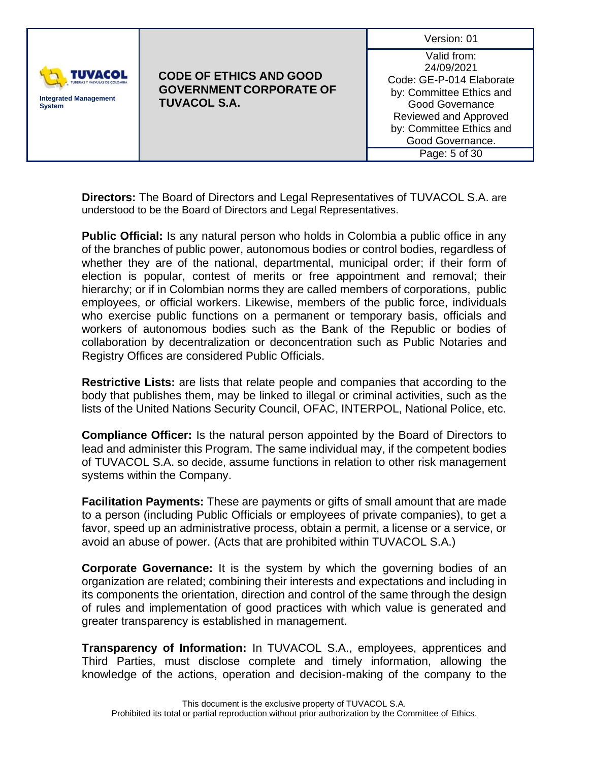**Directors:** The Board of Directors and Legal Representatives of TUVACOL S.A. are understood to be the Board of Directors and Legal Representatives.

**Public Official:** Is any natural person who holds in Colombia a public office in any of the branches of public power, autonomous bodies or control bodies, regardless of whether they are of the national, departmental, municipal order; if their form of election is popular, contest of merits or free appointment and removal; their hierarchy; or if in Colombian norms they are called members of corporations, public employees, or official workers. Likewise, members of the public force, individuals who exercise public functions on a permanent or temporary basis, officials and workers of autonomous bodies such as the Bank of the Republic or bodies of collaboration by decentralization or deconcentration such as Public Notaries and Registry Offices are considered Public Officials.

**Restrictive Lists:** are lists that relate people and companies that according to the body that publishes them, may be linked to illegal or criminal activities, such as the lists of the United Nations Security Council, OFAC, INTERPOL, National Police, etc.

**Compliance Officer:** Is the natural person appointed by the Board of Directors to lead and administer this Program. The same individual may, if the competent bodies of TUVACOL S.A. so decide, assume functions in relation to other risk management systems within the Company.

**Facilitation Payments:** These are payments or gifts of small amount that are made to a person (including Public Officials or employees of private companies), to get a favor, speed up an administrative process, obtain a permit, a license or a service, or avoid an abuse of power. (Acts that are prohibited within TUVACOL S.A.)

**Corporate Governance:** It is the system by which the governing bodies of an organization are related; combining their interests and expectations and including in its components the orientation, direction and control of the same through the design of rules and implementation of good practices with which value is generated and greater transparency is established in management.

**Transparency of Information:** In TUVACOL S.A., employees, apprentices and Third Parties, must disclose complete and timely information, allowing the knowledge of the actions, operation and decision-making of the company to the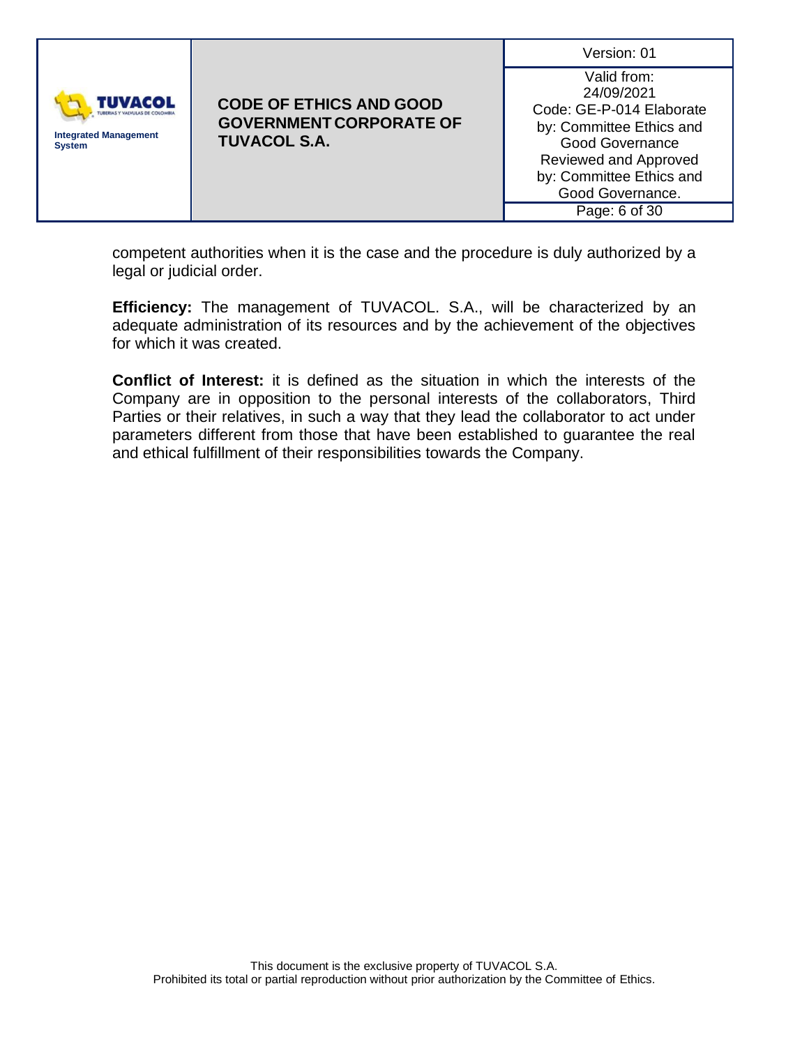competent authorities when it is the case and the procedure is duly authorized by a legal or judicial order.

**Efficiency:** The management of TUVACOL. S.A., will be characterized by an adequate administration of its resources and by the achievement of the objectives for which it was created.

**Conflict of Interest:** it is defined as the situation in which the interests of the Company are in opposition to the personal interests of the collaborators, Third Parties or their relatives, in such a way that they lead the collaborator to act under parameters different from those that have been established to guarantee the real and ethical fulfillment of their responsibilities towards the Company.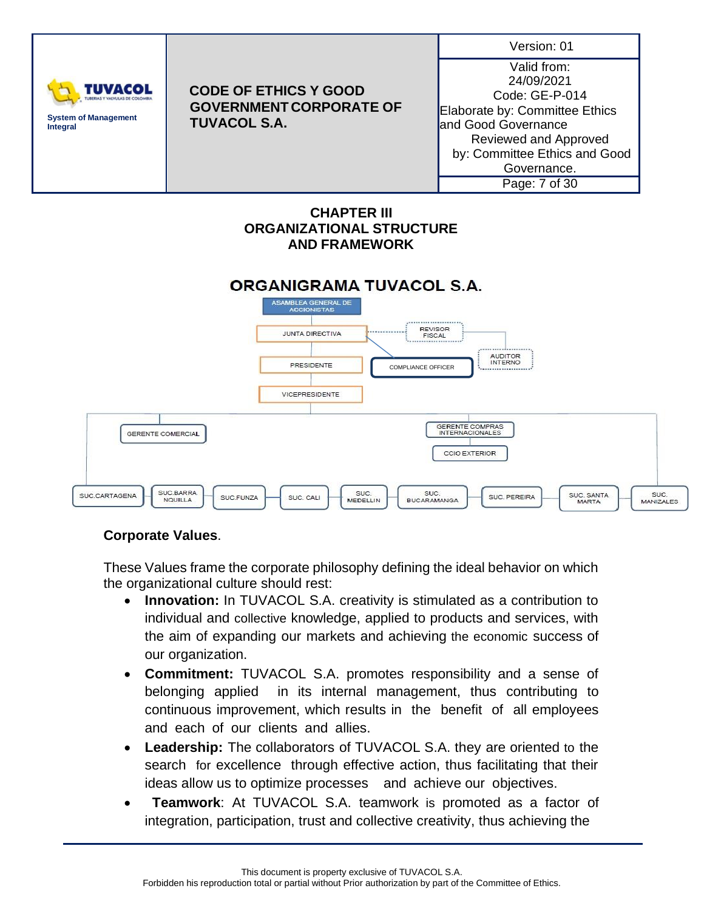## CHAPTER III
## ORGANIZATIONAL STRUCTURE AND FRAMEWORK

### ORGANIGRAMA TUVACOL S.A.

- ASAMBLEA GENERAL DE ACCIONISTAS
- JUNTA DIRECTIVA
- REVISOR FISCAL
- AUDITOR INTERNO
- PRESIDENTE
- COMPLIANCE OFFICER
- VICEPRESIDENTE
- GERENTE COMERCIAL
- GERENTE COMPRAS INTERNACIONALES
- CCIO EXTERIOR
- SUC.CARTAGENA
- SUC.BARRANQUILLA
- SUC.FUNZA
- SUC. CALI
- SUC. MEDELLIN
- SUC. BUCARAMANGA
- SUC. PEREIRA
- SUC. SANTA MARTA
- SUC. MANIZALES

**Corporate Values**.

These Values frame the corporate philosophy defining the ideal behavior on which the organizational culture should rest:

- **Innovation:** In TUVACOL S.A. creativity is stimulated as a contribution to individual and collective knowledge, applied to products and services, with the aim of expanding our markets and achieving the economic success of our organization.
- **Commitment:** TUVACOL S.A. promotes responsibility and a sense of belonging applied in its internal management, thus contributing to continuous improvement, which results in the benefit of all employees and each of our clients and allies.
- **Leadership:** The collaborators of TUVACOL S.A. they are oriented to the search for excellence through effective action, thus facilitating that their ideas allow us to optimize processes and achieve our objectives.
- **Teamwork**: At TUVACOL S.A. teamwork is promoted as a factor of integration, participation, trust and collective creativity, thus achieving the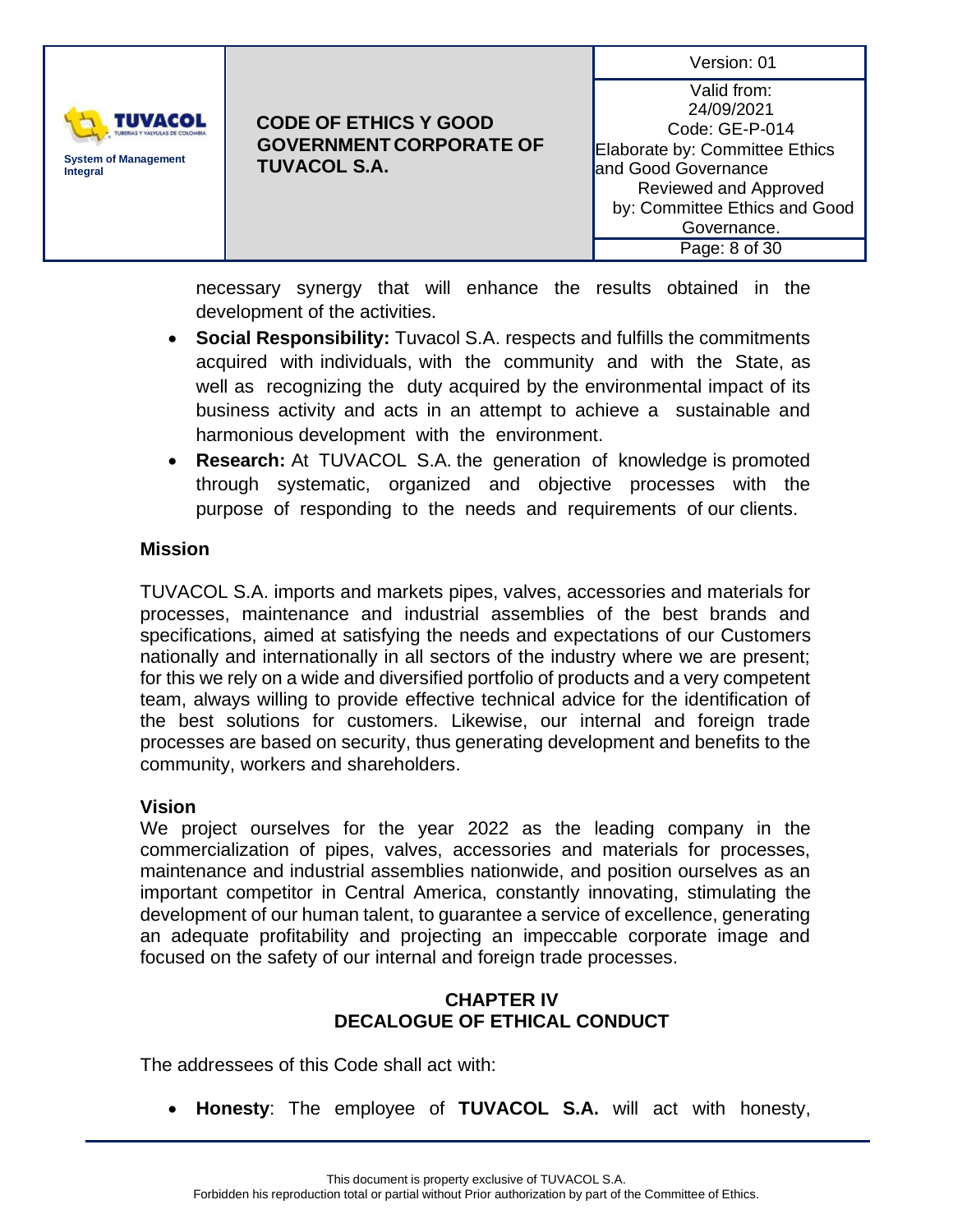necessary synergy that will enhance the results obtained in the development of the activities.

- **Social Responsibility:** Tuvacol S.A. respects and fulfills the commitments acquired with individuals, with the community and with the State, as well as recognizing the duty acquired by the environmental impact of its business activity and acts in an attempt to achieve a sustainable and harmonious development with the environment.
- **Research:** At TUVACOL S.A. the generation of knowledge is promoted through systematic, organized and objective processes with the purpose of responding to the needs and requirements of our clients.

### Mission

TUVACOL S.A. imports and markets pipes, valves, accessories and materials for processes, maintenance and industrial assemblies of the best brands and specifications, aimed at satisfying the needs and expectations of our Customers nationally and internationally in all sectors of the industry where we are present; for this we rely on a wide and diversified portfolio of products and a very competent team, always willing to provide effective technical advice for the identification of the best solutions for customers. Likewise, our internal and foreign trade processes are based on security, thus generating development and benefits to the community, workers and shareholders.

### Vision

We project ourselves for the year 2022 as the leading company in the commercialization of pipes, valves, accessories and materials for processes, maintenance and industrial assemblies nationwide, and position ourselves as an important competitor in Central America, constantly innovating, stimulating the development of our human talent, to guarantee a service of excellence, generating an adequate profitability and projecting an impeccable corporate image and focused on the safety of our internal and foreign trade processes.

## CHAPTER IV
## DECALOGUE OF ETHICAL CONDUCT

The addressees of this Code shall act with:

- **Honesty**: The employee of **TUVACOL S.A.** will act with honesty,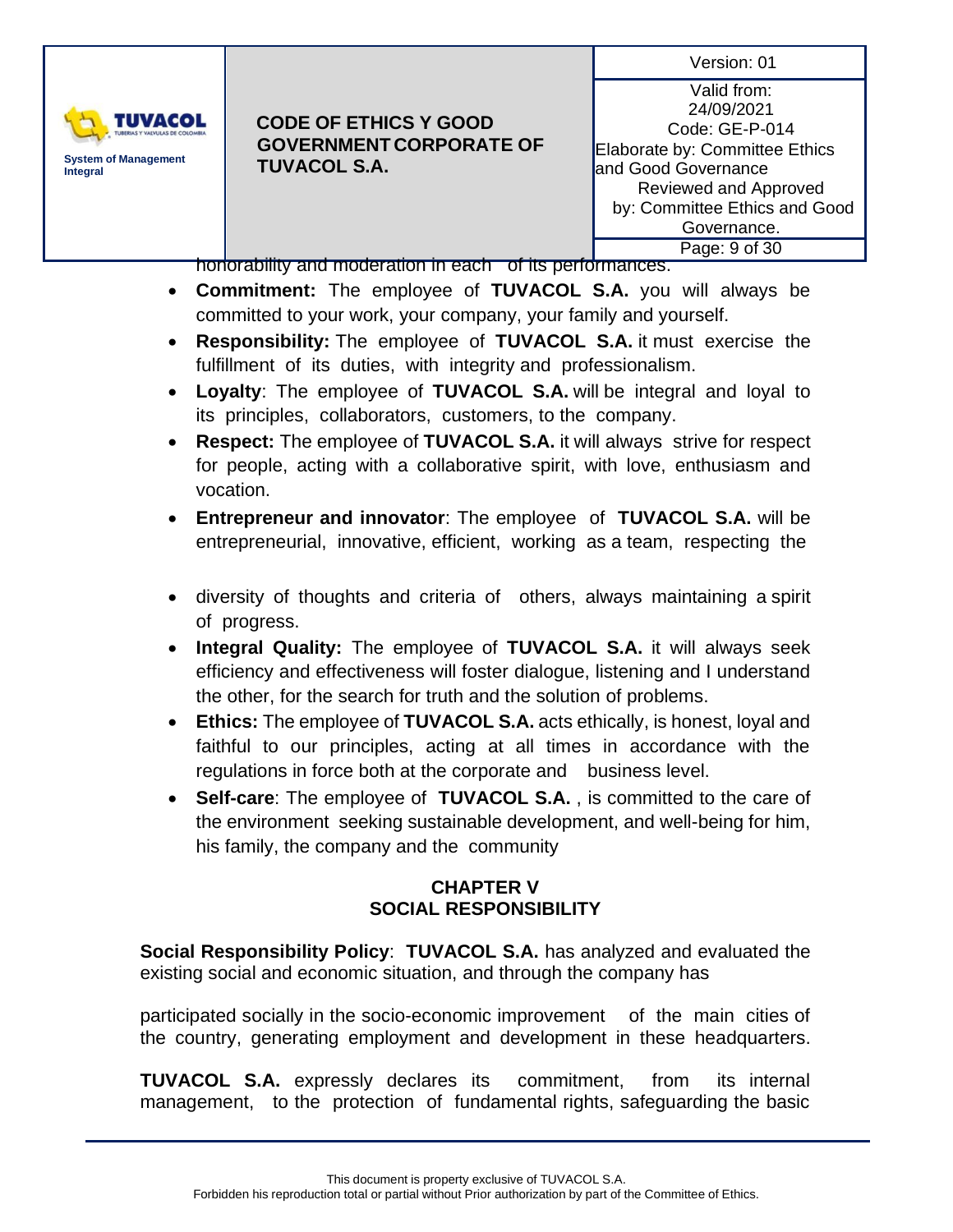honorability and moderation in each of its performances.

- **Commitment:** The employee of **TUVACOL S.A.** you will always be committed to your work, your company, your family and yourself.
- **Responsibility:** The employee of **TUVACOL S.A.** it must exercise the fulfillment of its duties, with integrity and professionalism.
- **Loyalty**: The employee of **TUVACOL S.A.** will be integral and loyal to its principles, collaborators, customers, to the company.
- **Respect:** The employee of **TUVACOL S.A.** it will always strive for respect for people, acting with a collaborative spirit, with love, enthusiasm and vocation.
- **Entrepreneur and innovator**: The employee of **TUVACOL S.A.** will be entrepreneurial, innovative, efficient, working as a team, respecting the
- diversity of thoughts and criteria of others, always maintaining a spirit of progress.
- **Integral Quality:** The employee of **TUVACOL S.A.** it will always seek efficiency and effectiveness will foster dialogue, listening and I understand the other, for the search for truth and the solution of problems.
- **Ethics:** The employee of **TUVACOL S.A.** acts ethically, is honest, loyal and faithful to our principles, acting at all times in accordance with the regulations in force both at the corporate and business level.
- **Self-care**: The employee of **TUVACOL S.A.** , is committed to the care of the environment seeking sustainable development, and well-being for him, his family, the company and the community

## CHAPTER V
## SOCIAL RESPONSIBILITY

**Social Responsibility Policy**: **TUVACOL S.A.** has analyzed and evaluated the existing social and economic situation, and through the company has

participated socially in the socio-economic improvement of the main cities of the country, generating employment and development in these headquarters.

**TUVACOL S.A.** expressly declares its commitment, from its internal management, to the protection of fundamental rights, safeguarding the basic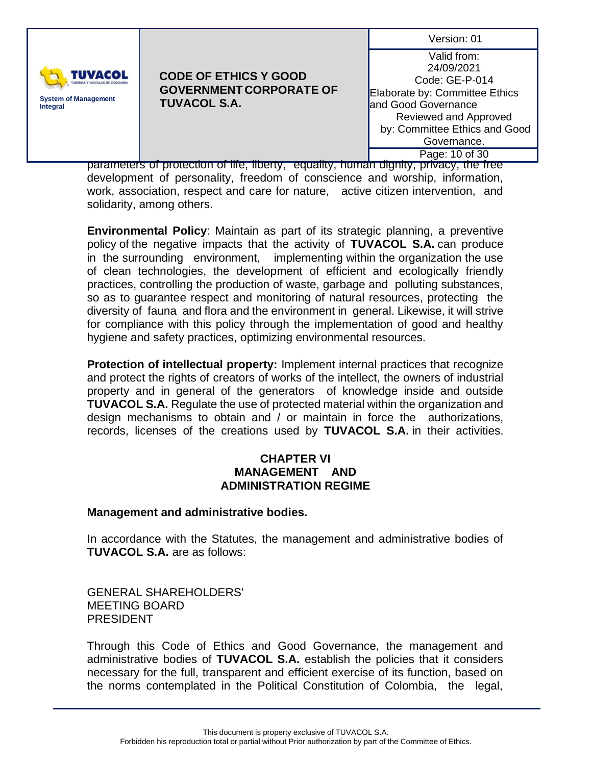parameters of protection of life, liberty, equality, human dignity, privacy, the free development of personality, freedom of conscience and worship, information, work, association, respect and care for nature, active citizen intervention, and solidarity, among others.

**Environmental Policy**: Maintain as part of its strategic planning, a preventive policy of the negative impacts that the activity of **TUVACOL S.A.** can produce in the surrounding environment, implementing within the organization the use of clean technologies, the development of efficient and ecologically friendly practices, controlling the production of waste, garbage and polluting substances, so as to guarantee respect and monitoring of natural resources, protecting the diversity of fauna and flora and the environment in general. Likewise, it will strive for compliance with this policy through the implementation of good and healthy hygiene and safety practices, optimizing environmental resources.

**Protection of intellectual property:** Implement internal practices that recognize and protect the rights of creators of works of the intellect, the owners of industrial property and in general of the generators of knowledge inside and outside **TUVACOL S.A.** Regulate the use of protected material within the organization and design mechanisms to obtain and / or maintain in force the authorizations, records, licenses of the creations used by **TUVACOL S.A.** in their activities.

## CHAPTER VI
## MANAGEMENT AND ADMINISTRATION REGIME

**Management and administrative bodies.**

In accordance with the Statutes, the management and administrative bodies of **TUVACOL S.A.** are as follows:

GENERAL SHAREHOLDERS'
MEETING BOARD
PRESIDENT

Through this Code of Ethics and Good Governance, the management and administrative bodies of **TUVACOL S.A.** establish the policies that it considers necessary for the full, transparent and efficient exercise of its function, based on the norms contemplated in the Political Constitution of Colombia, the legal,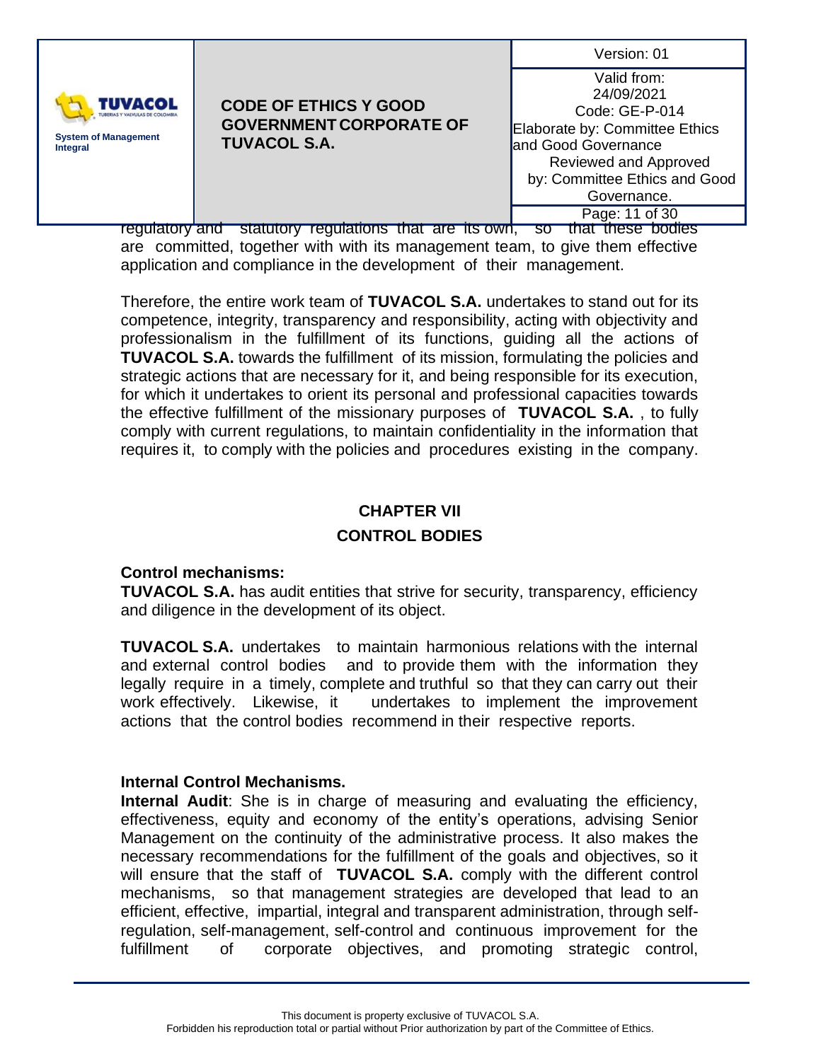regulatory and statutory regulations that are its own, so that these bodies are committed, together with with its management team, to give them effective application and compliance in the development of their management.

Therefore, the entire work team of **TUVACOL S.A.** undertakes to stand out for its competence, integrity, transparency and responsibility, acting with objectivity and professionalism in the fulfillment of its functions, guiding all the actions of **TUVACOL S.A.** towards the fulfillment of its mission, formulating the policies and strategic actions that are necessary for it, and being responsible for its execution, for which it undertakes to orient its personal and professional capacities towards the effective fulfillment of the missionary purposes of **TUVACOL S.A.** , to fully comply with current regulations, to maintain confidentiality in the information that requires it, to comply with the policies and procedures existing in the company.

## CHAPTER VII
## CONTROL BODIES

**Control mechanisms:**
**TUVACOL S.A.** has audit entities that strive for security, transparency, efficiency and diligence in the development of its object.

**TUVACOL S.A.** undertakes to maintain harmonious relations with the internal and external control bodies and to provide them with the information they legally require in a timely, complete and truthful so that they can carry out their work effectively. Likewise, it undertakes to implement the improvement actions that the control bodies recommend in their respective reports.

**Internal Control Mechanisms.**
**Internal Audit**: She is in charge of measuring and evaluating the efficiency, effectiveness, equity and economy of the entity's operations, advising Senior Management on the continuity of the administrative process. It also makes the necessary recommendations for the fulfillment of the goals and objectives, so it will ensure that the staff of **TUVACOL S.A.** comply with the different control mechanisms, so that management strategies are developed that lead to an efficient, effective, impartial, integral and transparent administration, through self-regulation, self-management, self-control and continuous improvement for the fulfillment of corporate objectives, and promoting strategic control,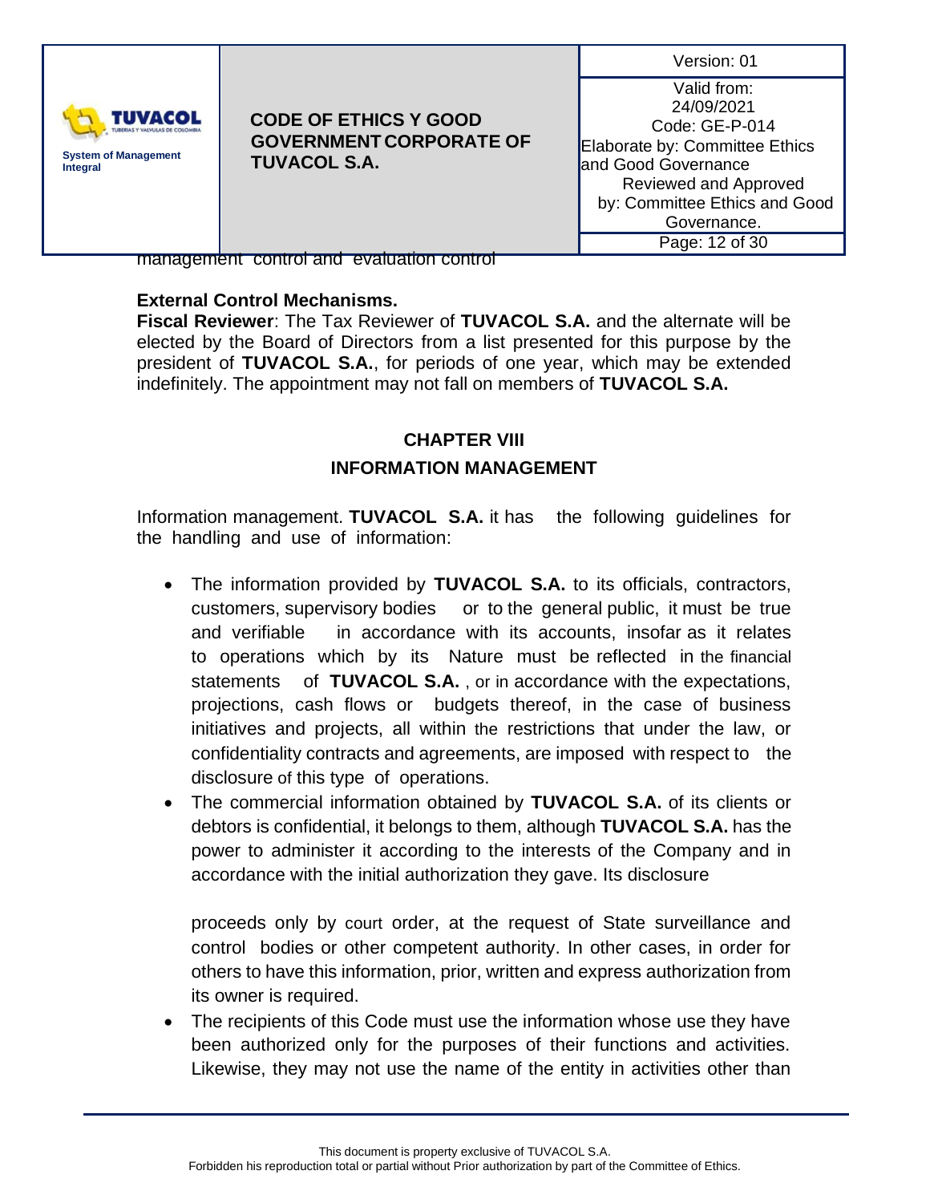management control and evaluation control

**External Control Mechanisms.**
**Fiscal Reviewer**: The Tax Reviewer of **TUVACOL S.A.** and the alternate will be elected by the Board of Directors from a list presented for this purpose by the president of **TUVACOL S.A.**, for periods of one year, which may be extended indefinitely. The appointment may not fall on members of **TUVACOL S.A.**

## CHAPTER VIII

## INFORMATION MANAGEMENT

Information management. **TUVACOL S.A.** it has the following guidelines for the handling and use of information:

- The information provided by **TUVACOL S.A.** to its officials, contractors, customers, supervisory bodies or to the general public, it must be true and verifiable in accordance with its accounts, insofar as it relates to operations which by its Nature must be reflected in the financial statements of **TUVACOL S.A.** , or in accordance with the expectations, projections, cash flows or budgets thereof, in the case of business initiatives and projects, all within the restrictions that under the law, or confidentiality contracts and agreements, are imposed with respect to the disclosure of this type of operations.
- The commercial information obtained by **TUVACOL S.A.** of its clients or debtors is confidential, it belongs to them, although **TUVACOL S.A.** has the power to administer it according to the interests of the Company and in accordance with the initial authorization they gave. Its disclosure

  proceeds only by court order, at the request of State surveillance and control bodies or other competent authority. In other cases, in order for others to have this information, prior, written and express authorization from its owner is required.
- The recipients of this Code must use the information whose use they have been authorized only for the purposes of their functions and activities. Likewise, they may not use the name of the entity in activities other than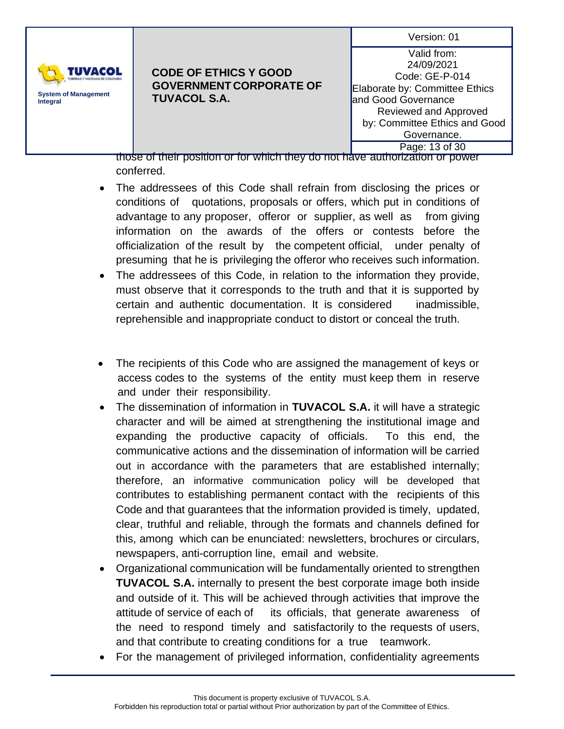those of their position or for which they do not have authorization or power conferred.

- The addressees of this Code shall refrain from disclosing the prices or conditions of quotations, proposals or offers, which put in conditions of advantage to any proposer, offeror or supplier, as well as from giving information on the awards of the offers or contests before the officialization of the result by the competent official, under penalty of presuming that he is privileging the offeror who receives such information.
- The addressees of this Code, in relation to the information they provide, must observe that it corresponds to the truth and that it is supported by certain and authentic documentation. It is considered inadmissible, reprehensible and inappropriate conduct to distort or conceal the truth.

- The recipients of this Code who are assigned the management of keys or access codes to the systems of the entity must keep them in reserve and under their responsibility.
- The dissemination of information in **TUVACOL S.A.** it will have a strategic character and will be aimed at strengthening the institutional image and expanding the productive capacity of officials. To this end, the communicative actions and the dissemination of information will be carried out in accordance with the parameters that are established internally; therefore, an informative communication policy will be developed that contributes to establishing permanent contact with the recipients of this Code and that guarantees that the information provided is timely, updated, clear, truthful and reliable, through the formats and channels defined for this, among which can be enunciated: newsletters, brochures or circulars, newspapers, anti-corruption line, email and website.
- Organizational communication will be fundamentally oriented to strengthen **TUVACOL S.A.** internally to present the best corporate image both inside and outside of it. This will be achieved through activities that improve the attitude of service of each of its officials, that generate awareness of the need to respond timely and satisfactorily to the requests of users, and that contribute to creating conditions for a true teamwork.
- For the management of privileged information, confidentiality agreements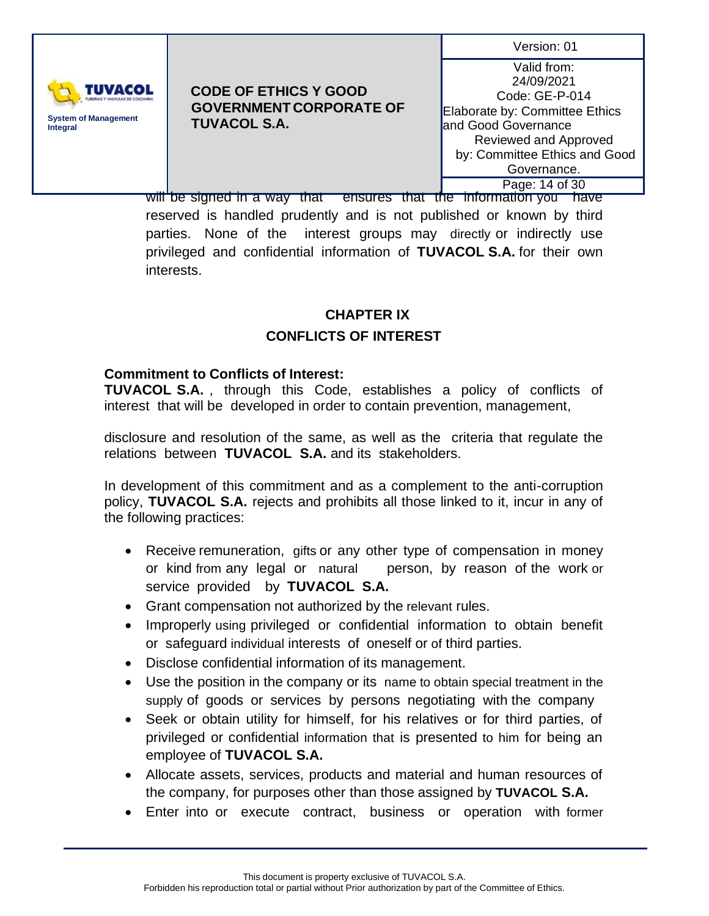will be signed in a way that ensures that the information you have reserved is handled prudently and is not published or known by third parties. None of the interest groups may directly or indirectly use privileged and confidential information of **TUVACOL S.A.** for their own interests.

## CHAPTER IX
## CONFLICTS OF INTEREST

**Commitment to Conflicts of Interest:**
**TUVACOL S.A.** , through this Code, establishes a policy of conflicts of interest that will be developed in order to contain prevention, management,

disclosure and resolution of the same, as well as the criteria that regulate the relations between **TUVACOL S.A.** and its stakeholders.

In development of this commitment and as a complement to the anti-corruption policy, **TUVACOL S.A.** rejects and prohibits all those linked to it, incur in any of the following practices:

- Receive remuneration, gifts or any other type of compensation in money or kind from any legal or natural person, by reason of the work or service provided by **TUVACOL S.A.**
- Grant compensation not authorized by the relevant rules.
- Improperly using privileged or confidential information to obtain benefit or safeguard individual interests of oneself or of third parties.
- Disclose confidential information of its management.
- Use the position in the company or its name to obtain special treatment in the supply of goods or services by persons negotiating with the company
- Seek or obtain utility for himself, for his relatives or for third parties, of privileged or confidential information that is presented to him for being an employee of **TUVACOL S.A.**
- Allocate assets, services, products and material and human resources of the company, for purposes other than those assigned by **TUVACOL S.A.**
- Enter into or execute contract, business or operation with former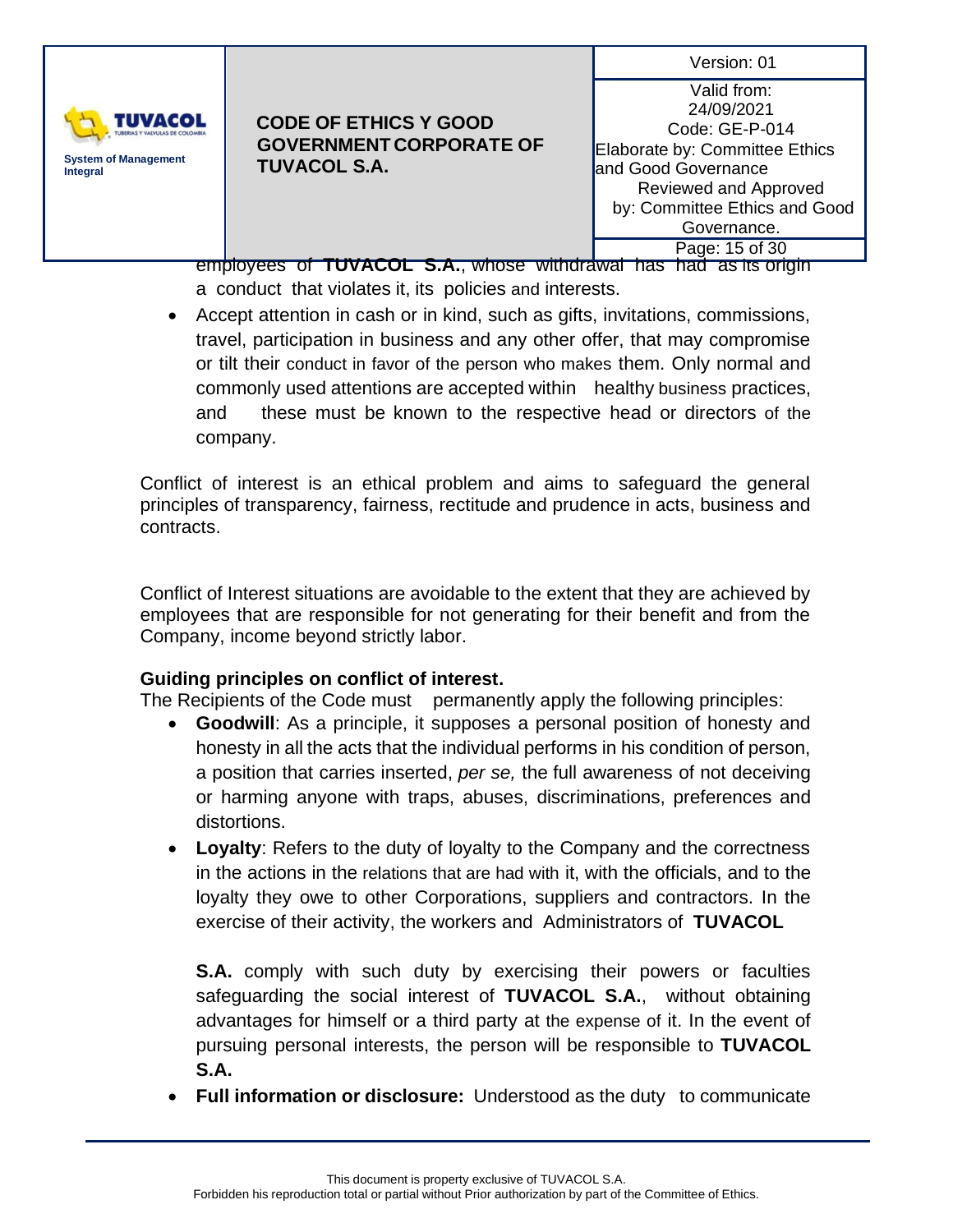employees of **TUVACOL S.A.**, whose withdrawal has had as its origin a conduct that violates it, its policies and interests.

- Accept attention in cash or in kind, such as gifts, invitations, commissions, travel, participation in business and any other offer, that may compromise or tilt their conduct in favor of the person who makes them. Only normal and commonly used attentions are accepted within healthy business practices, and these must be known to the respective head or directors of the company.

Conflict of interest is an ethical problem and aims to safeguard the general principles of transparency, fairness, rectitude and prudence in acts, business and contracts.

Conflict of Interest situations are avoidable to the extent that they are achieved by employees that are responsible for not generating for their benefit and from the Company, income beyond strictly labor.

**Guiding principles on conflict of interest.**

The Recipients of the Code must permanently apply the following principles:

- **Goodwill**: As a principle, it supposes a personal position of honesty and honesty in all the acts that the individual performs in his condition of person, a position that carries inserted, *per se,* the full awareness of not deceiving or harming anyone with traps, abuses, discriminations, preferences and distortions.
- **Loyalty**: Refers to the duty of loyalty to the Company and the correctness in the actions in the relations that are had with it, with the officials, and to the loyalty they owe to other Corporations, suppliers and contractors. In the exercise of their activity, the workers and Administrators of **TUVACOL S.A.** comply with such duty by exercising their powers or faculties safeguarding the social interest of **TUVACOL S.A.**, without obtaining advantages for himself or a third party at the expense of it. In the event of pursuing personal interests, the person will be responsible to **TUVACOL S.A.**
- **Full information or disclosure:** Understood as the duty to communicate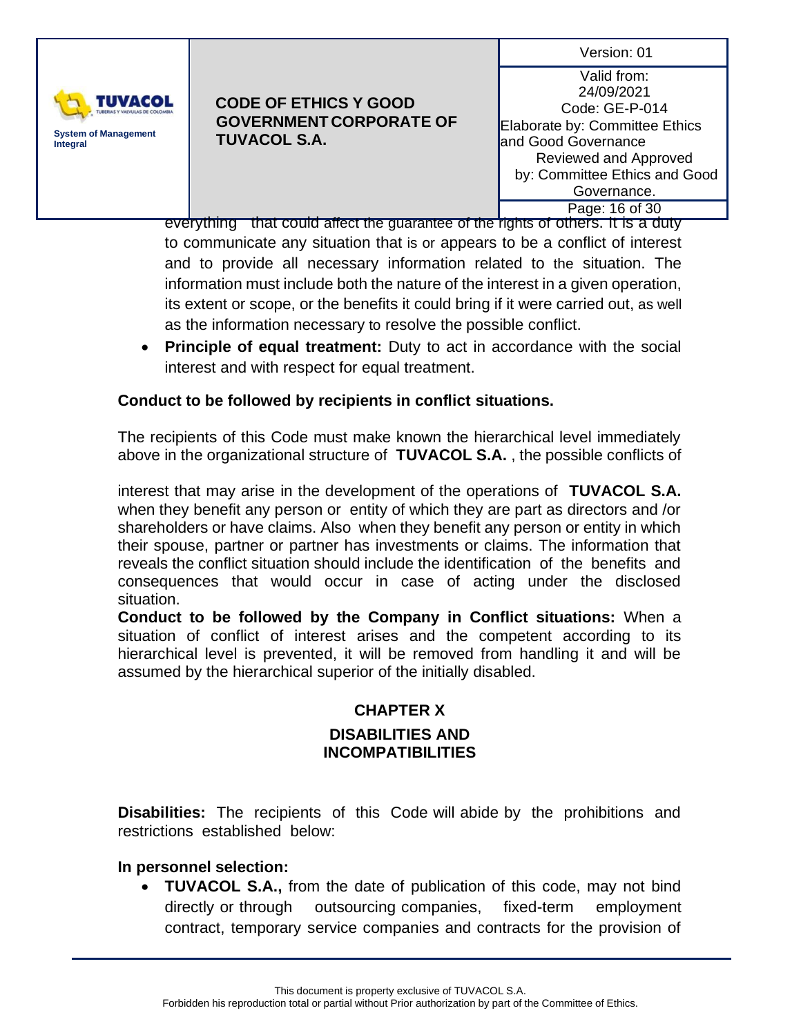everything that could affect the guarantee of the rights of others. It is a duty to communicate any situation that is or appears to be a conflict of interest and to provide all necessary information related to the situation. The information must include both the nature of the interest in a given operation, its extent or scope, or the benefits it could bring if it were carried out, as well as the information necessary to resolve the possible conflict.

- **Principle of equal treatment:** Duty to act in accordance with the social interest and with respect for equal treatment.

**Conduct to be followed by recipients in conflict situations.**

The recipients of this Code must make known the hierarchical level immediately above in the organizational structure of **TUVACOL S.A.** , the possible conflicts of

interest that may arise in the development of the operations of **TUVACOL S.A.** when they benefit any person or entity of which they are part as directors and /or shareholders or have claims. Also when they benefit any person or entity in which their spouse, partner or partner has investments or claims. The information that reveals the conflict situation should include the identification of the benefits and consequences that would occur in case of acting under the disclosed situation.

**Conduct to be followed by the Company in Conflict situations:** When a situation of conflict of interest arises and the competent according to its hierarchical level is prevented, it will be removed from handling it and will be assumed by the hierarchical superior of the initially disabled.

## CHAPTER X

## DISABILITIES AND INCOMPATIBILITIES

**Disabilities:** The recipients of this Code will abide by the prohibitions and restrictions established below:

**In personnel selection:**

- **TUVACOL S.A.,** from the date of publication of this code, may not bind directly or through outsourcing companies, fixed-term employment contract, temporary service companies and contracts for the provision of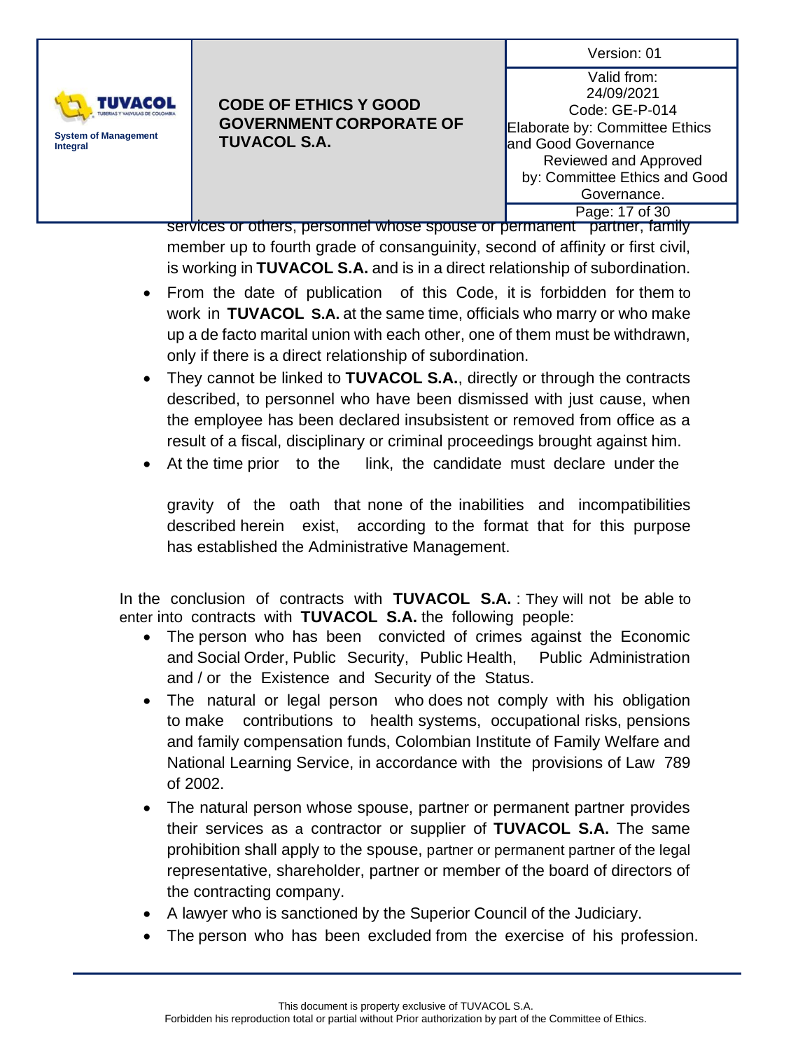services or others, personnel whose spouse or permanent partner, family member up to fourth grade of consanguinity, second of affinity or first civil, is working in **TUVACOL S.A.** and is in a direct relationship of subordination.

- From the date of publication of this Code, it is forbidden for them to work in **TUVACOL S.A.** at the same time, officials who marry or who make up a de facto marital union with each other, one of them must be withdrawn, only if there is a direct relationship of subordination.
- They cannot be linked to **TUVACOL S.A.**, directly or through the contracts described, to personnel who have been dismissed with just cause, when the employee has been declared insubsistent or removed from office as a result of a fiscal, disciplinary or criminal proceedings brought against him.
- At the time prior to the link, the candidate must declare under the gravity of the oath that none of the inabilities and incompatibilities described herein exist, according to the format that for this purpose has established the Administrative Management.

In the conclusion of contracts with **TUVACOL S.A.** : They will not be able to enter into contracts with **TUVACOL S.A.** the following people:

- The person who has been convicted of crimes against the Economic and Social Order, Public Security, Public Health, Public Administration and / or the Existence and Security of the Status.
- The natural or legal person who does not comply with his obligation to make contributions to health systems, occupational risks, pensions and family compensation funds, Colombian Institute of Family Welfare and National Learning Service, in accordance with the provisions of Law 789 of 2002.
- The natural person whose spouse, partner or permanent partner provides their services as a contractor or supplier of **TUVACOL S.A.** The same prohibition shall apply to the spouse, partner or permanent partner of the legal representative, shareholder, partner or member of the board of directors of the contracting company.
- A lawyer who is sanctioned by the Superior Council of the Judiciary.
- The person who has been excluded from the exercise of his profession.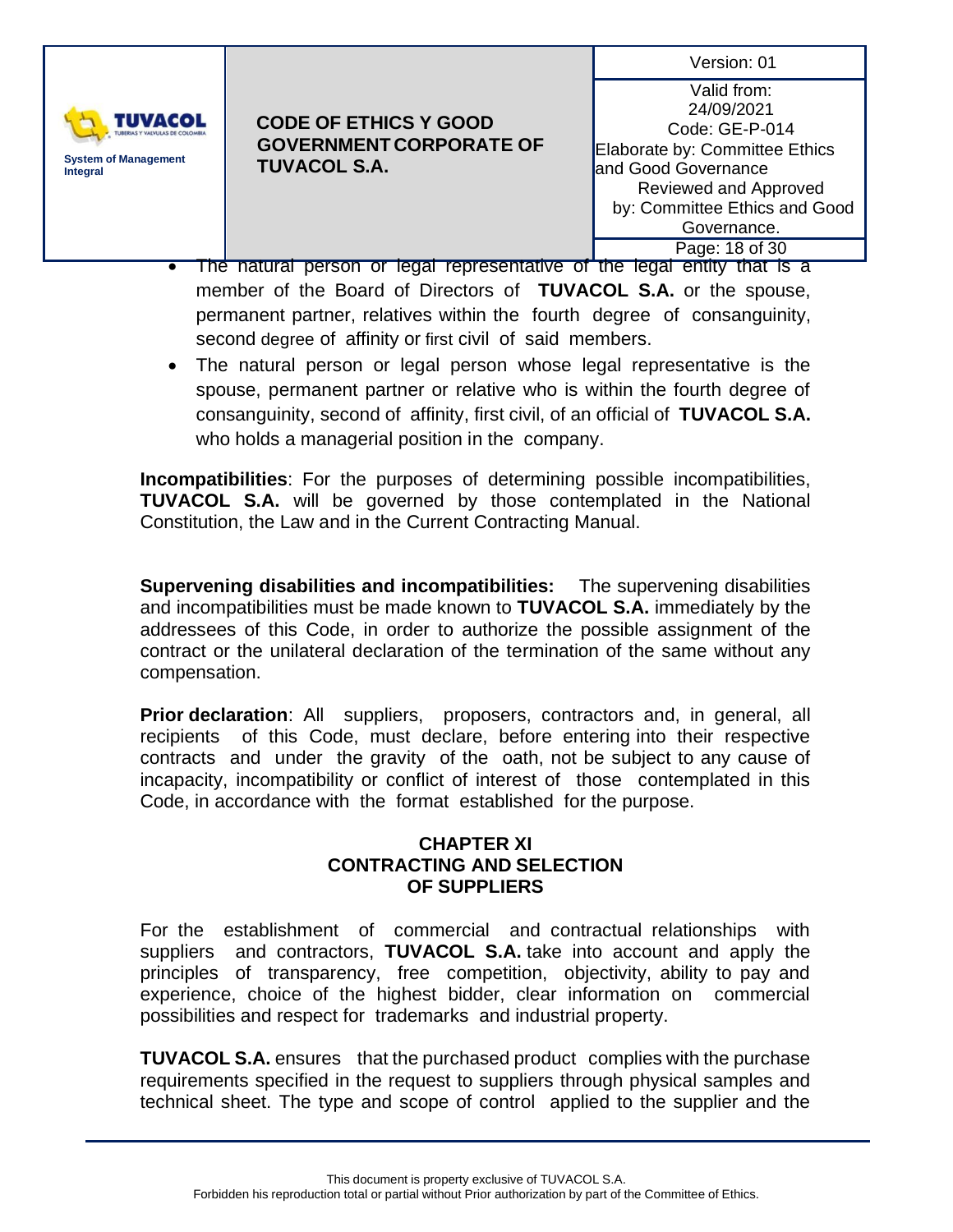- The natural person or legal representative of the legal entity that is a member of the Board of Directors of **TUVACOL S.A.** or the spouse, permanent partner, relatives within the fourth degree of consanguinity, second degree of affinity or first civil of said members.
- The natural person or legal person whose legal representative is the spouse, permanent partner or relative who is within the fourth degree of consanguinity, second of affinity, first civil, of an official of **TUVACOL S.A.** who holds a managerial position in the company.

**Incompatibilities**: For the purposes of determining possible incompatibilities, **TUVACOL S.A.** will be governed by those contemplated in the National Constitution, the Law and in the Current Contracting Manual.

**Supervening disabilities and incompatibilities:** The supervening disabilities and incompatibilities must be made known to **TUVACOL S.A.** immediately by the addressees of this Code, in order to authorize the possible assignment of the contract or the unilateral declaration of the termination of the same without any compensation.

**Prior declaration**: All suppliers, proposers, contractors and, in general, all recipients of this Code, must declare, before entering into their respective contracts and under the gravity of the oath, not be subject to any cause of incapacity, incompatibility or conflict of interest of those contemplated in this Code, in accordance with the format established for the purpose.

## CHAPTER XI
## CONTRACTING AND SELECTION OF SUPPLIERS

For the establishment of commercial and contractual relationships with suppliers and contractors, **TUVACOL S.A.** take into account and apply the principles of transparency, free competition, objectivity, ability to pay and experience, choice of the highest bidder, clear information on commercial possibilities and respect for trademarks and industrial property.

**TUVACOL S.A.** ensures that the purchased product complies with the purchase requirements specified in the request to suppliers through physical samples and technical sheet. The type and scope of control applied to the supplier and the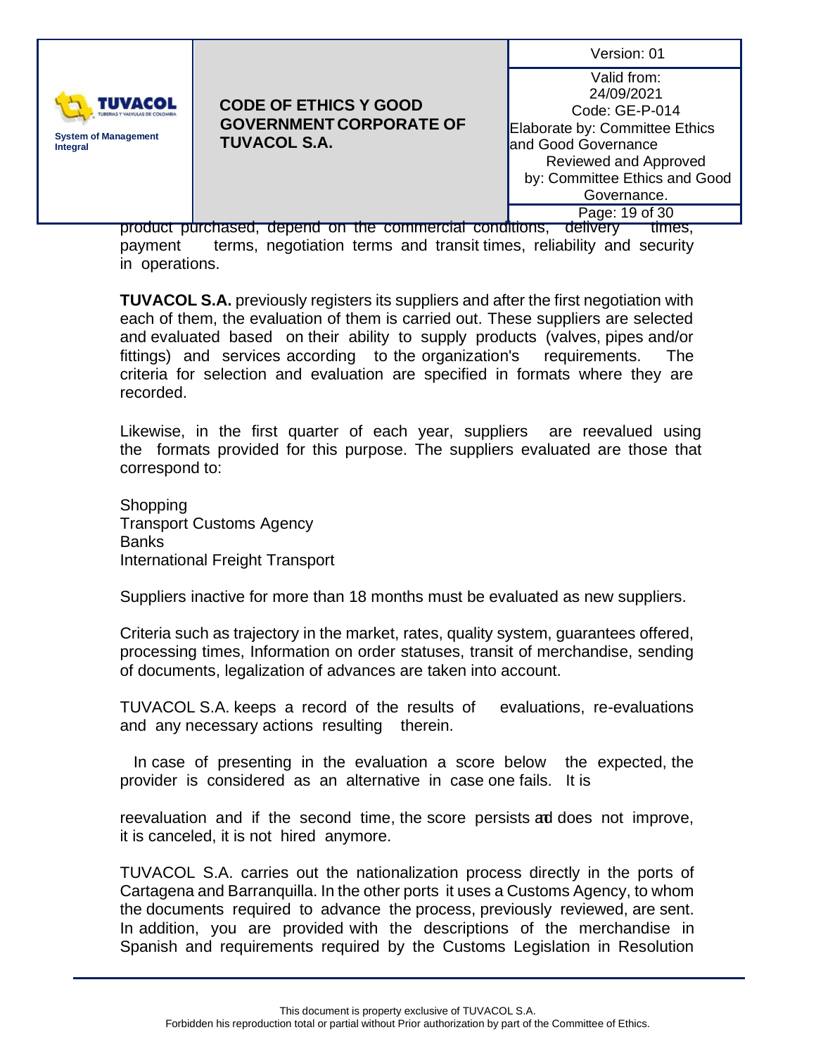product purchased, depend on the commercial conditions, delivery times, payment terms, negotiation terms and transit times, reliability and security in operations.

**TUVACOL S.A.** previously registers its suppliers and after the first negotiation with each of them, the evaluation of them is carried out. These suppliers are selected and evaluated based on their ability to supply products (valves, pipes and/or fittings) and services according to the organization's requirements. The criteria for selection and evaluation are specified in formats where they are recorded.

Likewise, in the first quarter of each year, suppliers are reevalued using the formats provided for this purpose. The suppliers evaluated are those that correspond to:

Shopping
Transport Customs Agency
Banks
International Freight Transport

Suppliers inactive for more than 18 months must be evaluated as new suppliers.

Criteria such as trajectory in the market, rates, quality system, guarantees offered, processing times, Information on order statuses, transit of merchandise, sending of documents, legalization of advances are taken into account.

TUVACOL S.A. keeps a record of the results of evaluations, re-evaluations and any necessary actions resulting therein.

In case of presenting in the evaluation a score below the expected, the provider is considered as an alternative in case one fails. It is

reevaluation and if the second time, the score persists and does not improve, it is canceled, it is not hired anymore.

TUVACOL S.A. carries out the nationalization process directly in the ports of Cartagena and Barranquilla. In the other ports it uses a Customs Agency, to whom the documents required to advance the process, previously reviewed, are sent. In addition, you are provided with the descriptions of the merchandise in Spanish and requirements required by the Customs Legislation in Resolution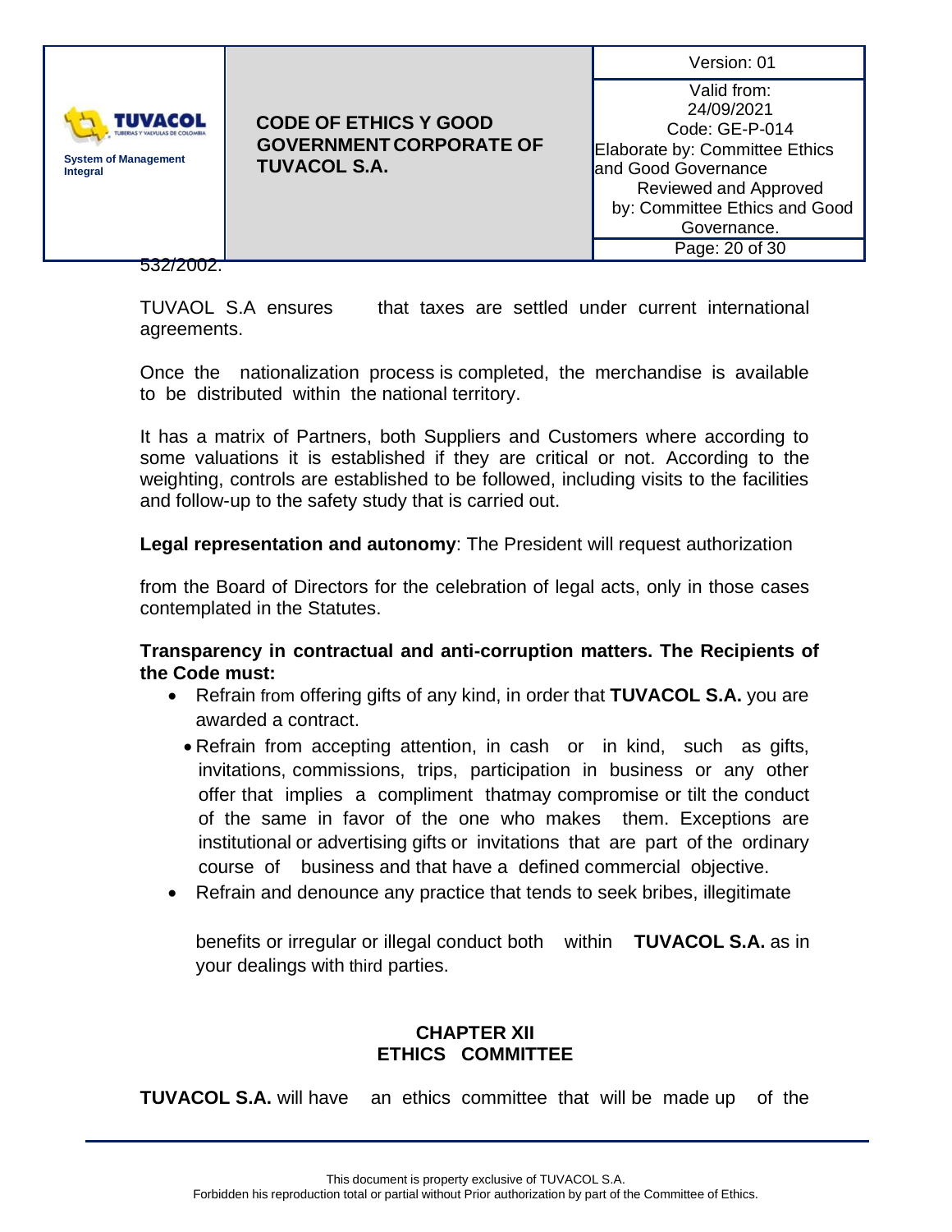532/2002.

TUVAOL S.A ensures that taxes are settled under current international agreements.

Once the nationalization process is completed, the merchandise is available to be distributed within the national territory.

It has a matrix of Partners, both Suppliers and Customers where according to some valuations it is established if they are critical or not. According to the weighting, controls are established to be followed, including visits to the facilities and follow-up to the safety study that is carried out.

**Legal representation and autonomy**: The President will request authorization

from the Board of Directors for the celebration of legal acts, only in those cases contemplated in the Statutes.

**Transparency in contractual and anti-corruption matters. The Recipients of the Code must:**

- Refrain from offering gifts of any kind, in order that **TUVACOL S.A.** you are awarded a contract.
- Refrain from accepting attention, in cash or in kind, such as gifts, invitations, commissions, trips, participation in business or any other offer that implies a compliment thatmay compromise or tilt the conduct of the same in favor of the one who makes them. Exceptions are institutional or advertising gifts or invitations that are part of the ordinary course of business and that have a defined commercial objective.
- Refrain and denounce any practice that tends to seek bribes, illegitimate

  benefits or irregular or illegal conduct both within **TUVACOL S.A.** as in your dealings with third parties.

## CHAPTER XII
## ETHICS COMMITTEE

**TUVACOL S.A.** will have an ethics committee that will be made up of the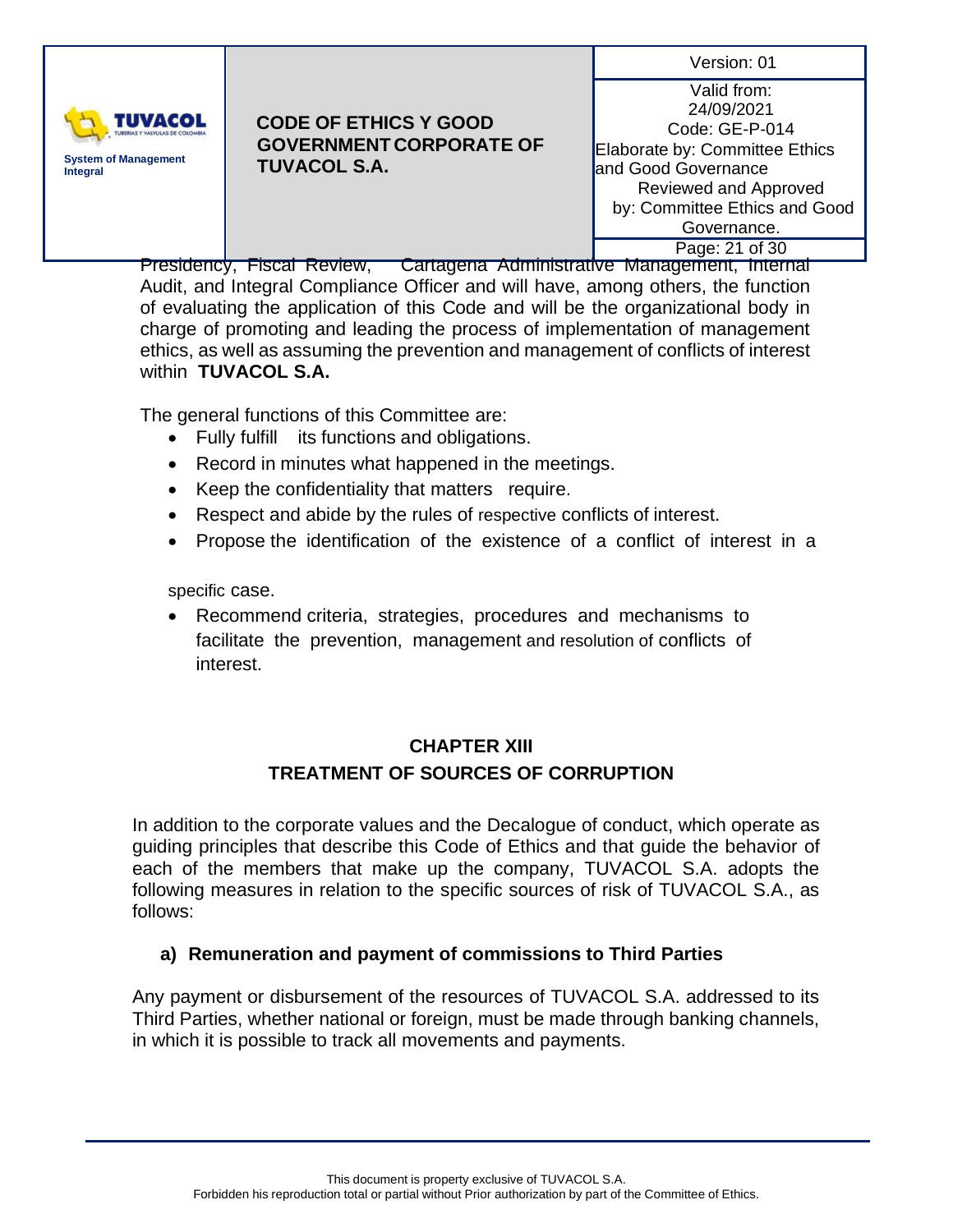Presidency, Fiscal Review, Cartagena Administrative Management, Internal Audit, and Integral Compliance Officer and will have, among others, the function of evaluating the application of this Code and will be the organizational body in charge of promoting and leading the process of implementation of management ethics, as well as assuming the prevention and management of conflicts of interest within **TUVACOL S.A.**

The general functions of this Committee are:

- Fully fulfill its functions and obligations.
- Record in minutes what happened in the meetings.
- Keep the confidentiality that matters require.
- Respect and abide by the rules of respective conflicts of interest.
- Propose the identification of the existence of a conflict of interest in a specific case.
- Recommend criteria, strategies, procedures and mechanisms to facilitate the prevention, management and resolution of conflicts of interest.

## CHAPTER XIII
## TREATMENT OF SOURCES OF CORRUPTION

In addition to the corporate values and the Decalogue of conduct, which operate as guiding principles that describe this Code of Ethics and that guide the behavior of each of the members that make up the company, TUVACOL S.A. adopts the following measures in relation to the specific sources of risk of TUVACOL S.A., as follows:

### a) Remuneration and payment of commissions to Third Parties

Any payment or disbursement of the resources of TUVACOL S.A. addressed to its Third Parties, whether national or foreign, must be made through banking channels, in which it is possible to track all movements and payments.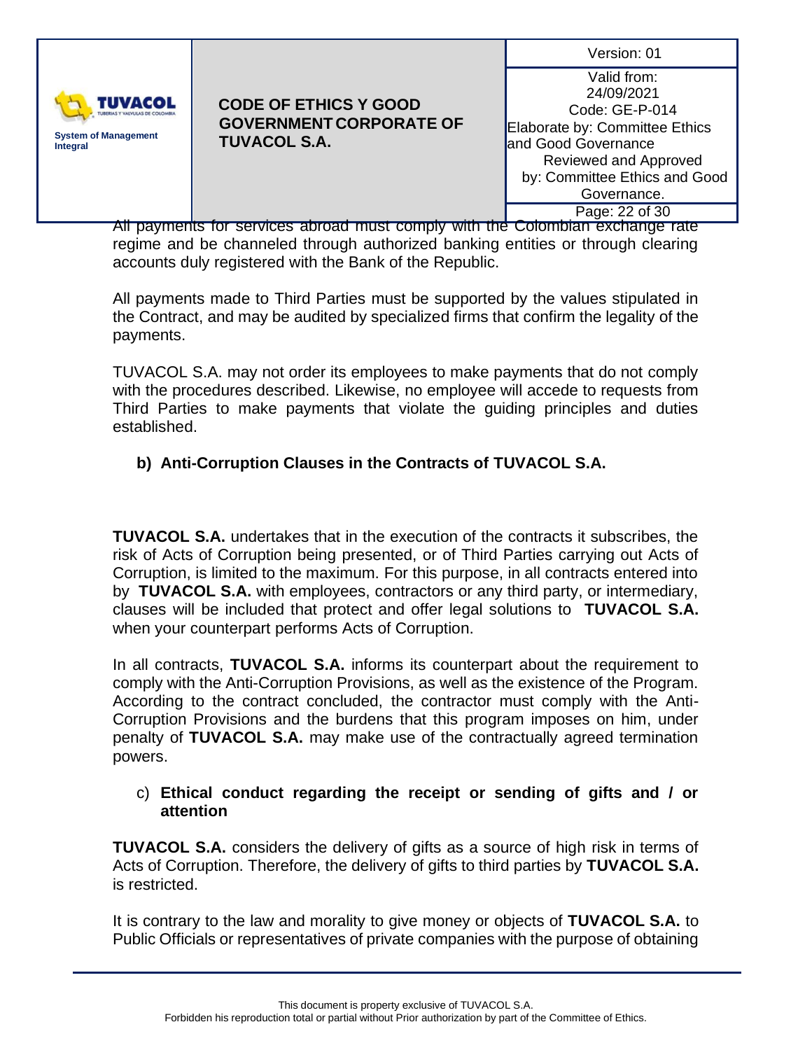All payments for services abroad must comply with the Colombian exchange rate regime and be channeled through authorized banking entities or through clearing accounts duly registered with the Bank of the Republic.

All payments made to Third Parties must be supported by the values stipulated in the Contract, and may be audited by specialized firms that confirm the legality of the payments.

TUVACOL S.A. may not order its employees to make payments that do not comply with the procedures described. Likewise, no employee will accede to requests from Third Parties to make payments that violate the guiding principles and duties established.

**b) Anti-Corruption Clauses in the Contracts of TUVACOL S.A.**

**TUVACOL S.A.** undertakes that in the execution of the contracts it subscribes, the risk of Acts of Corruption being presented, or of Third Parties carrying out Acts of Corruption, is limited to the maximum. For this purpose, in all contracts entered into by **TUVACOL S.A.** with employees, contractors or any third party, or intermediary, clauses will be included that protect and offer legal solutions to **TUVACOL S.A.** when your counterpart performs Acts of Corruption.

In all contracts, **TUVACOL S.A.** informs its counterpart about the requirement to comply with the Anti-Corruption Provisions, as well as the existence of the Program. According to the contract concluded, the contractor must comply with the Anti-Corruption Provisions and the burdens that this program imposes on him, under penalty of **TUVACOL S.A.** may make use of the contractually agreed termination powers.

c) **Ethical conduct regarding the receipt or sending of gifts and / or attention**

**TUVACOL S.A.** considers the delivery of gifts as a source of high risk in terms of Acts of Corruption. Therefore, the delivery of gifts to third parties by **TUVACOL S.A.** is restricted.

It is contrary to the law and morality to give money or objects of **TUVACOL S.A.** to Public Officials or representatives of private companies with the purpose of obtaining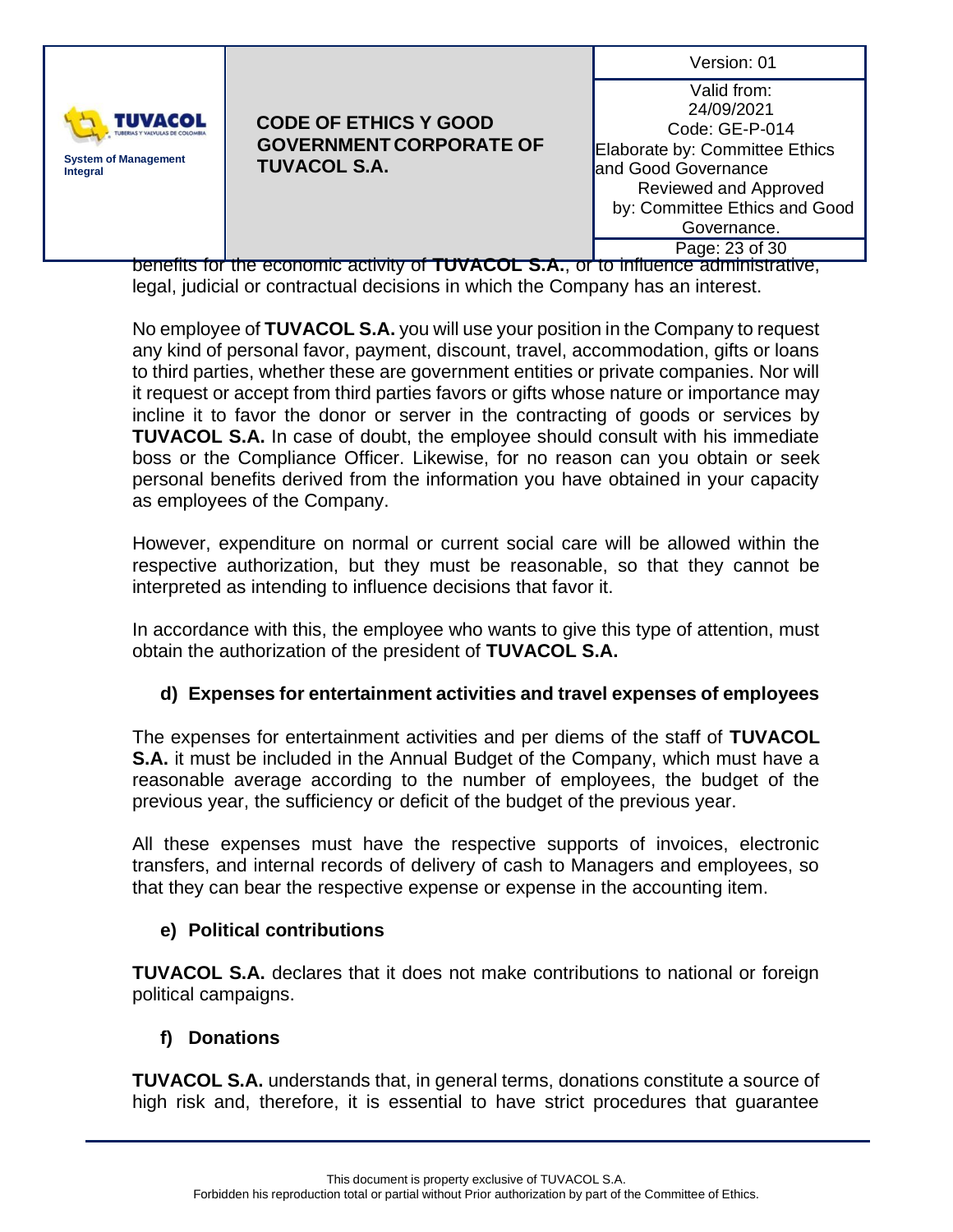benefits for the economic activity of **TUVACOL S.A.**, or to influence administrative, legal, judicial or contractual decisions in which the Company has an interest.

No employee of **TUVACOL S.A.** you will use your position in the Company to request any kind of personal favor, payment, discount, travel, accommodation, gifts or loans to third parties, whether these are government entities or private companies. Nor will it request or accept from third parties favors or gifts whose nature or importance may incline it to favor the donor or server in the contracting of goods or services by **TUVACOL S.A.** In case of doubt, the employee should consult with his immediate boss or the Compliance Officer. Likewise, for no reason can you obtain or seek personal benefits derived from the information you have obtained in your capacity as employees of the Company.

However, expenditure on normal or current social care will be allowed within the respective authorization, but they must be reasonable, so that they cannot be interpreted as intending to influence decisions that favor it.

In accordance with this, the employee who wants to give this type of attention, must obtain the authorization of the president of **TUVACOL S.A.**

**d) Expenses for entertainment activities and travel expenses of employees**

The expenses for entertainment activities and per diems of the staff of **TUVACOL S.A.** it must be included in the Annual Budget of the Company, which must have a reasonable average according to the number of employees, the budget of the previous year, the sufficiency or deficit of the budget of the previous year.

All these expenses must have the respective supports of invoices, electronic transfers, and internal records of delivery of cash to Managers and employees, so that they can bear the respective expense or expense in the accounting item.

**e) Political contributions**

**TUVACOL S.A.** declares that it does not make contributions to national or foreign political campaigns.

**f) Donations**

**TUVACOL S.A.** understands that, in general terms, donations constitute a source of high risk and, therefore, it is essential to have strict procedures that guarantee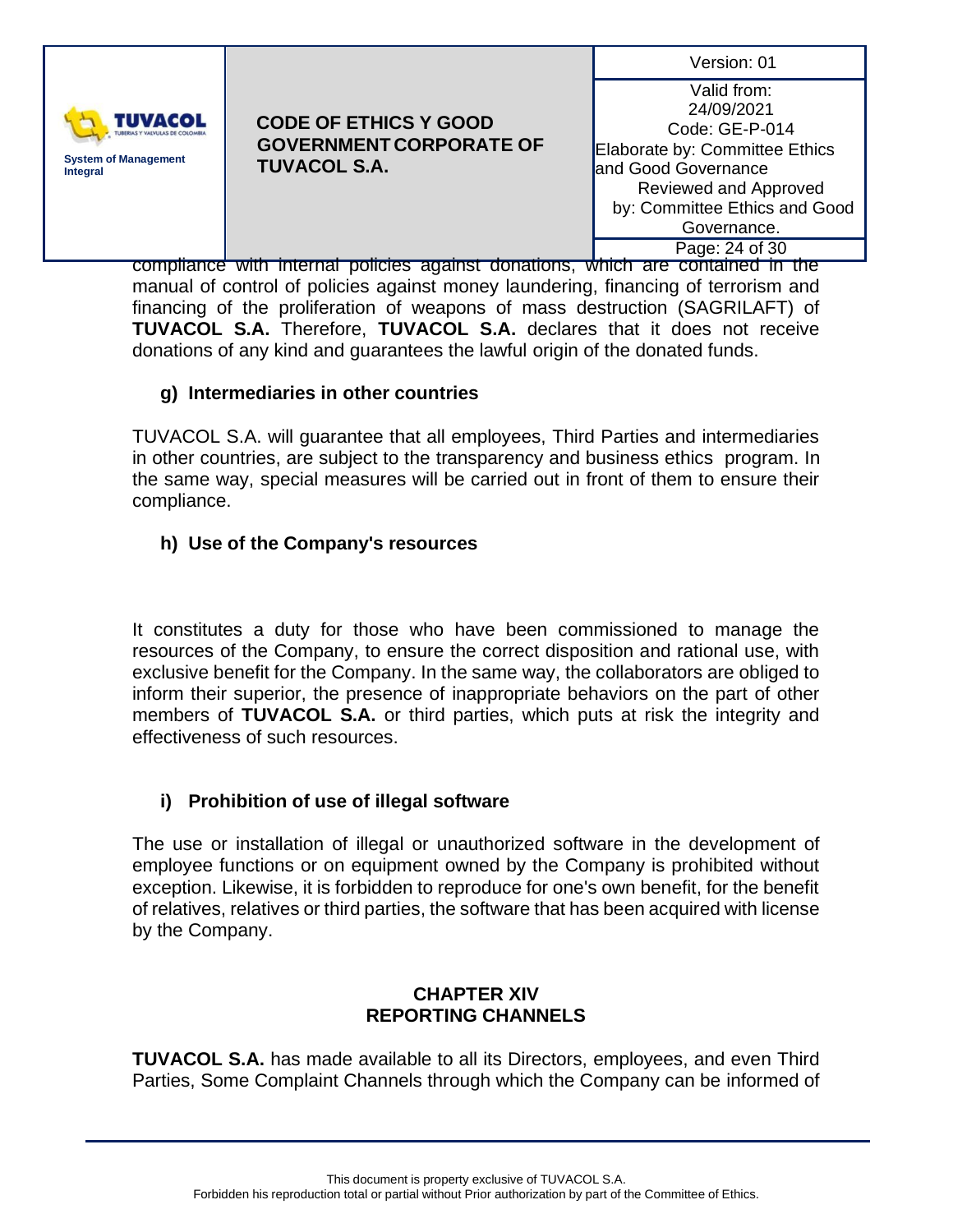compliance with internal policies against donations, which are contained in the manual of control of policies against money laundering, financing of terrorism and financing of the proliferation of weapons of mass destruction (SAGRILAFT) of **TUVACOL S.A.** Therefore, **TUVACOL S.A.** declares that it does not receive donations of any kind and guarantees the lawful origin of the donated funds.

**g) Intermediaries in other countries**

TUVACOL S.A. will guarantee that all employees, Third Parties and intermediaries in other countries, are subject to the transparency and business ethics program. In the same way, special measures will be carried out in front of them to ensure their compliance.

**h) Use of the Company's resources**

It constitutes a duty for those who have been commissioned to manage the resources of the Company, to ensure the correct disposition and rational use, with exclusive benefit for the Company. In the same way, the collaborators are obliged to inform their superior, the presence of inappropriate behaviors on the part of other members of **TUVACOL S.A.** or third parties, which puts at risk the integrity and effectiveness of such resources.

**i) Prohibition of use of illegal software**

The use or installation of illegal or unauthorized software in the development of employee functions or on equipment owned by the Company is prohibited without exception. Likewise, it is forbidden to reproduce for one's own benefit, for the benefit of relatives, relatives or third parties, the software that has been acquired with license by the Company.

## CHAPTER XIV
## REPORTING CHANNELS

**TUVACOL S.A.** has made available to all its Directors, employees, and even Third Parties, Some Complaint Channels through which the Company can be informed of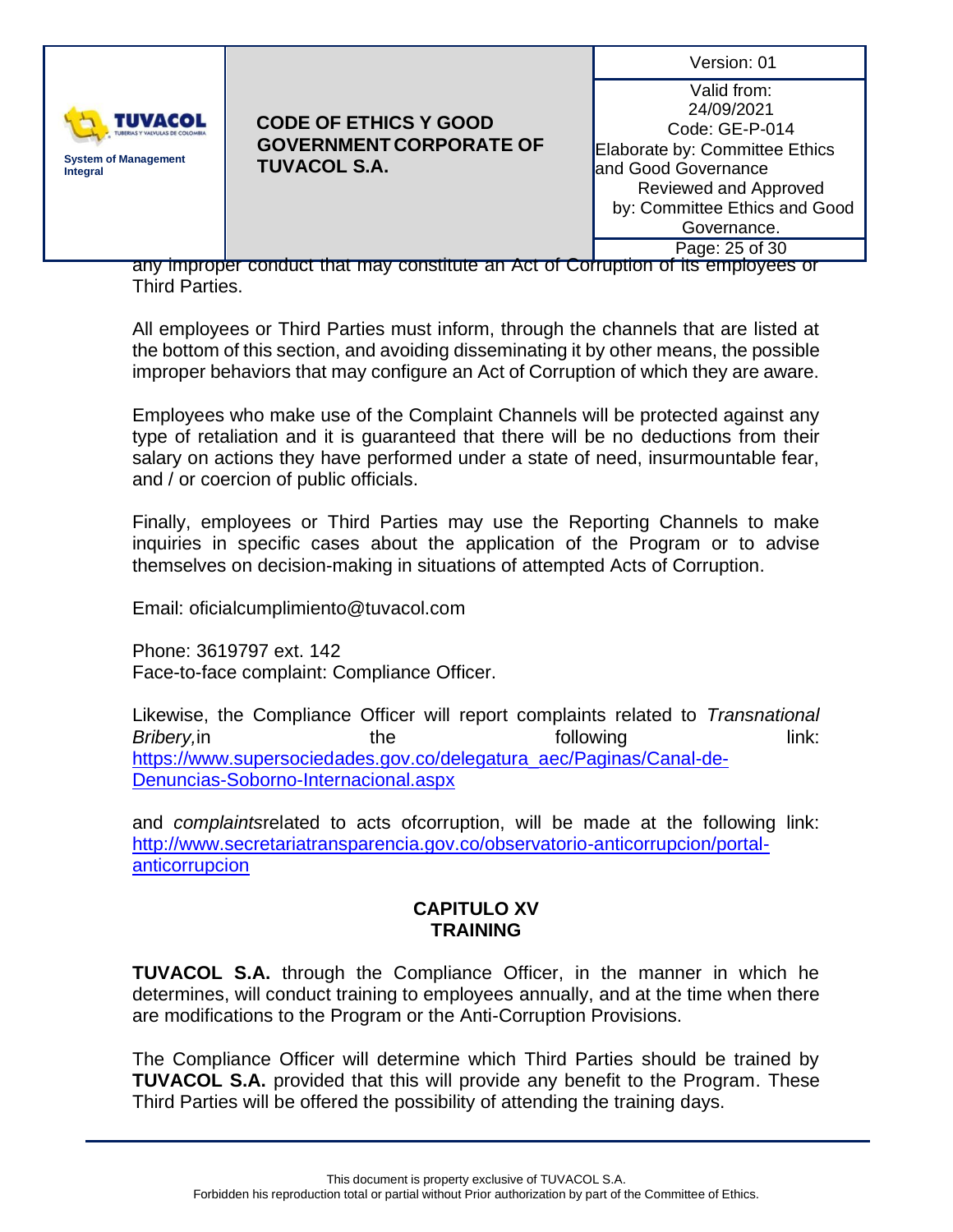any improper conduct that may constitute an Act of Corruption of its employees or Third Parties.

All employees or Third Parties must inform, through the channels that are listed at the bottom of this section, and avoiding disseminating it by other means, the possible improper behaviors that may configure an Act of Corruption of which they are aware.

Employees who make use of the Complaint Channels will be protected against any type of retaliation and it is guaranteed that there will be no deductions from their salary on actions they have performed under a state of need, insurmountable fear, and / or coercion of public officials.

Finally, employees or Third Parties may use the Reporting Channels to make inquiries in specific cases about the application of the Program or to advise themselves on decision-making in situations of attempted Acts of Corruption.

Email: oficialcumplimiento@tuvacol.com

Phone: 3619797 ext. 142
Face-to-face complaint: Compliance Officer.

Likewise, the Compliance Officer will report complaints related to *Transnational Bribery,*in the following link: [https://www.supersociedades.gov.co/delegatura_aec/Paginas/Canal-de-Denuncias-Soborno-Internacional.aspx](https://www.supersociedades.gov.co/delegatura_aec/Paginas/Canal-de-Denuncias-Soborno-Internacional.aspx)

and *complaints*related to acts ofcorruption, will be made at the following link: [http://www.secretariatransparencia.gov.co/observatorio-anticorrupcion/portal-anticorrupcion](http://www.secretariatransparencia.gov.co/observatorio-anticorrupcion/portal-anticorrupcion)

## CAPITULO XV
## TRAINING

**TUVACOL S.A.** through the Compliance Officer, in the manner in which he determines, will conduct training to employees annually, and at the time when there are modifications to the Program or the Anti-Corruption Provisions.

The Compliance Officer will determine which Third Parties should be trained by **TUVACOL S.A.** provided that this will provide any benefit to the Program. These Third Parties will be offered the possibility of attending the training days.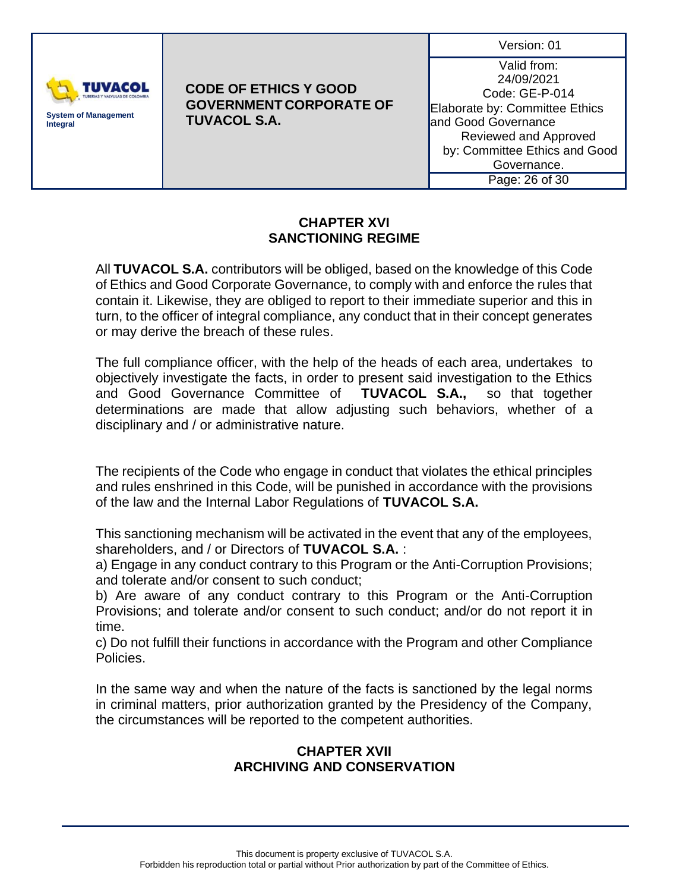## CHAPTER XVI
## SANCTIONING REGIME

All **TUVACOL S.A.** contributors will be obliged, based on the knowledge of this Code of Ethics and Good Corporate Governance, to comply with and enforce the rules that contain it. Likewise, they are obliged to report to their immediate superior and this in turn, to the officer of integral compliance, any conduct that in their concept generates or may derive the breach of these rules.

The full compliance officer, with the help of the heads of each area, undertakes to objectively investigate the facts, in order to present said investigation to the Ethics and Good Governance Committee of **TUVACOL S.A.,** so that together determinations are made that allow adjusting such behaviors, whether of a disciplinary and / or administrative nature.

The recipients of the Code who engage in conduct that violates the ethical principles and rules enshrined in this Code, will be punished in accordance with the provisions of the law and the Internal Labor Regulations of **TUVACOL S.A.**

This sanctioning mechanism will be activated in the event that any of the employees, shareholders, and / or Directors of **TUVACOL S.A.** :

a) Engage in any conduct contrary to this Program or the Anti-Corruption Provisions; and tolerate and/or consent to such conduct;

b) Are aware of any conduct contrary to this Program or the Anti-Corruption Provisions; and tolerate and/or consent to such conduct; and/or do not report it in time.

c) Do not fulfill their functions in accordance with the Program and other Compliance Policies.

In the same way and when the nature of the facts is sanctioned by the legal norms in criminal matters, prior authorization granted by the Presidency of the Company, the circumstances will be reported to the competent authorities.

## CHAPTER XVII
## ARCHIVING AND CONSERVATION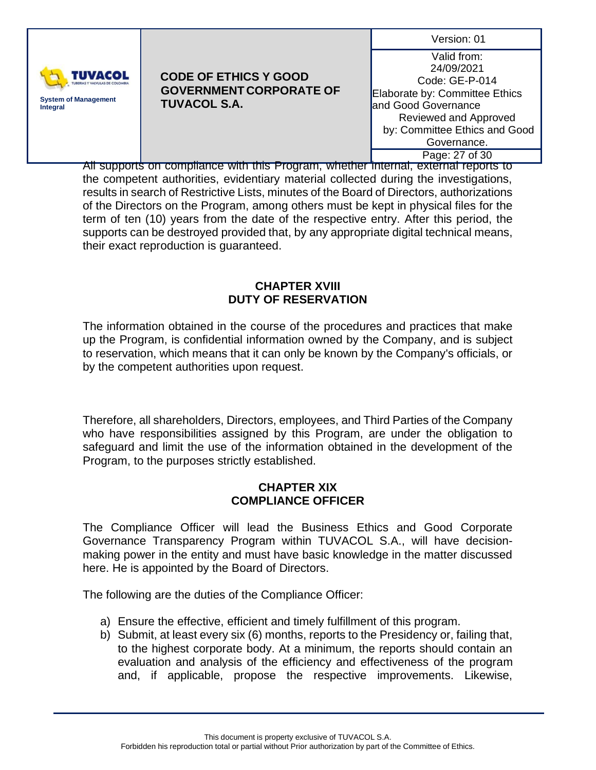All supports on compliance with this Program, whether internal, external reports to the competent authorities, evidentiary material collected during the investigations, results in search of Restrictive Lists, minutes of the Board of Directors, authorizations of the Directors on the Program, among others must be kept in physical files for the term of ten (10) years from the date of the respective entry. After this period, the supports can be destroyed provided that, by any appropriate digital technical means, their exact reproduction is guaranteed.

## CHAPTER XVIII
## DUTY OF RESERVATION

The information obtained in the course of the procedures and practices that make up the Program, is confidential information owned by the Company, and is subject to reservation, which means that it can only be known by the Company's officials, or by the competent authorities upon request.

Therefore, all shareholders, Directors, employees, and Third Parties of the Company who have responsibilities assigned by this Program, are under the obligation to safeguard and limit the use of the information obtained in the development of the Program, to the purposes strictly established.

## CHAPTER XIX
## COMPLIANCE OFFICER

The Compliance Officer will lead the Business Ethics and Good Corporate Governance Transparency Program within TUVACOL S.A., will have decision-making power in the entity and must have basic knowledge in the matter discussed here. He is appointed by the Board of Directors.

The following are the duties of the Compliance Officer:

a) Ensure the effective, efficient and timely fulfillment of this program.
b) Submit, at least every six (6) months, reports to the Presidency or, failing that, to the highest corporate body. At a minimum, the reports should contain an evaluation and analysis of the efficiency and effectiveness of the program and, if applicable, propose the respective improvements. Likewise,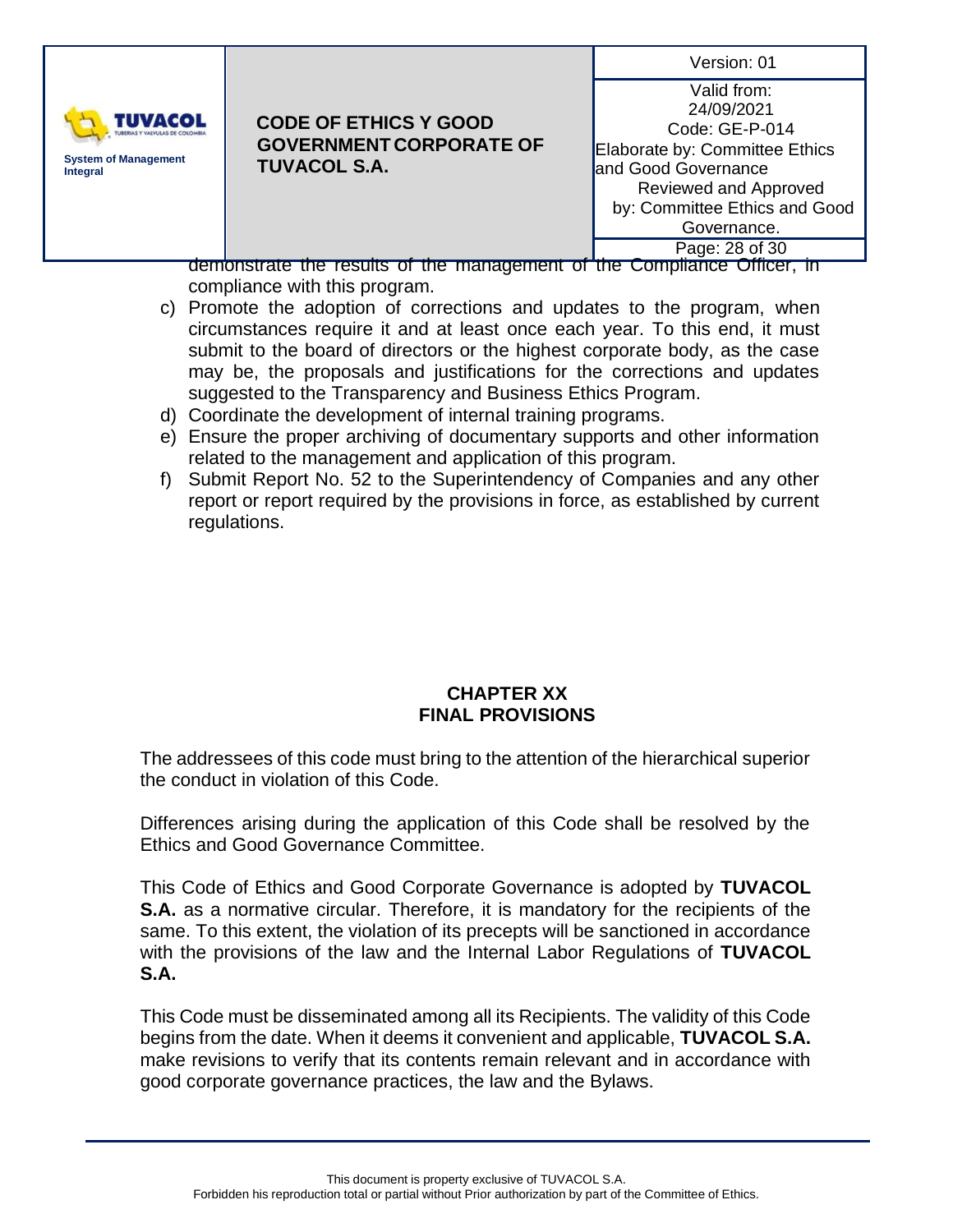demonstrate the results of the management of the Compliance Officer, in compliance with this program.

c) Promote the adoption of corrections and updates to the program, when circumstances require it and at least once each year. To this end, it must submit to the board of directors or the highest corporate body, as the case may be, the proposals and justifications for the corrections and updates suggested to the Transparency and Business Ethics Program.
d) Coordinate the development of internal training programs.
e) Ensure the proper archiving of documentary supports and other information related to the management and application of this program.
f) Submit Report No. 52 to the Superintendency of Companies and any other report or report required by the provisions in force, as established by current regulations.

## CHAPTER XX
## FINAL PROVISIONS

The addressees of this code must bring to the attention of the hierarchical superior the conduct in violation of this Code.

Differences arising during the application of this Code shall be resolved by the Ethics and Good Governance Committee.

This Code of Ethics and Good Corporate Governance is adopted by **TUVACOL S.A.** as a normative circular. Therefore, it is mandatory for the recipients of the same. To this extent, the violation of its precepts will be sanctioned in accordance with the provisions of the law and the Internal Labor Regulations of **TUVACOL S.A.**

This Code must be disseminated among all its Recipients. The validity of this Code begins from the date. When it deems it convenient and applicable, **TUVACOL S.A.** make revisions to verify that its contents remain relevant and in accordance with good corporate governance practices, the law and the Bylaws.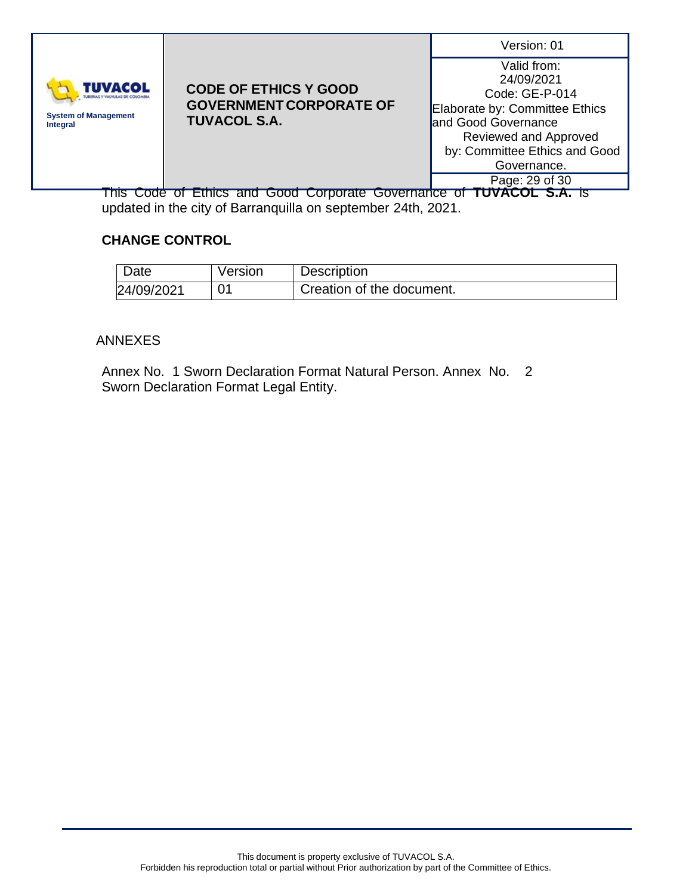This Code of Ethics and Good Corporate Governance of **TUVACOL S.A.** is updated in the city of Barranquilla on september 24th, 2021.

## CHANGE CONTROL

| Date | Version | Description |
|---|---|---|
| 24/09/2021 | 01 | Creation of the document. |

ANNEXES

Annex No. 1 Sworn Declaration Format Natural Person. Annex No. 2 Sworn Declaration Format Legal Entity.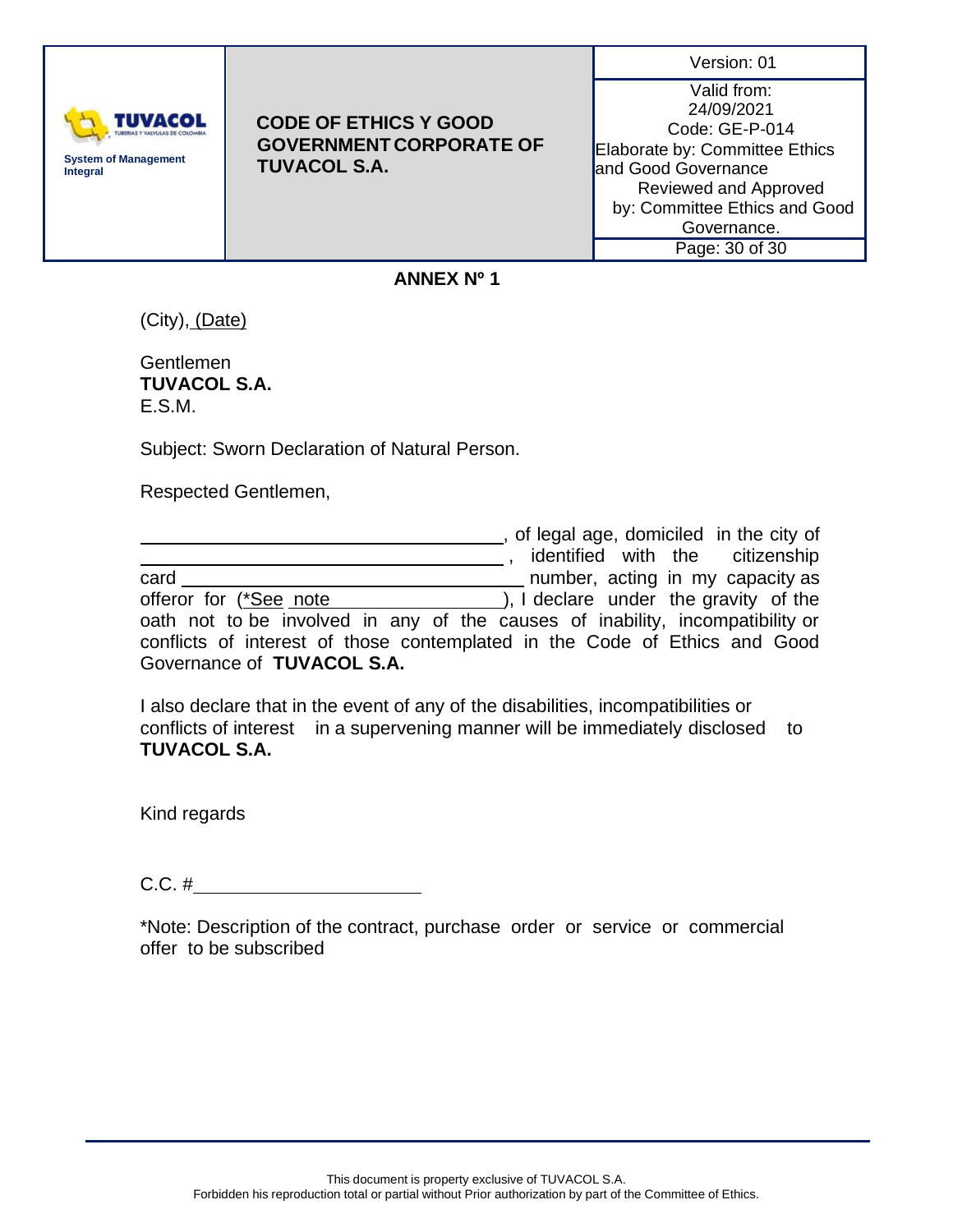## ANNEX Nº 1

(City), (Date)

Gentlemen
**TUVACOL S.A.**
E.S.M.

Subject: Sworn Declaration of Natural Person.

Respected Gentlemen,

\_\_\_\_\_\_\_\_\_\_\_\_\_\_\_\_\_\_\_\_\_\_\_\_\_\_\_\_\_\_\_\_\_\_\_\_, of legal age, domiciled in the city of \_\_\_\_\_\_\_\_\_\_\_\_\_\_\_\_\_\_\_\_\_\_\_\_\_\_\_\_\_\_\_\_\_\_\_\_, identified with the citizenship card \_\_\_\_\_\_\_\_\_\_\_\_\_\_\_\_\_\_\_\_\_\_\_\_\_\_\_\_\_\_\_\_\_\_\_\_ number, acting in my capacity as offeror for (*See note \_\_\_\_\_\_\_\_\_\_\_\_\_\_\_\_\_\_), I declare under the gravity of the oath not to be involved in any of the causes of inability, incompatibility or conflicts of interest of those contemplated in the Code of Ethics and Good Governance of **TUVACOL S.A.**

I also declare that in the event of any of the disabilities, incompatibilities or conflicts of interest in a supervening manner will be immediately disclosed to **TUVACOL S.A.**

Kind regards

C.C. #\_\_\_\_\_\_\_\_\_\_\_\_\_\_\_\_\_\_\_\_\_\_

*Note: Description of the contract, purchase order or service or commercial offer to be subscribed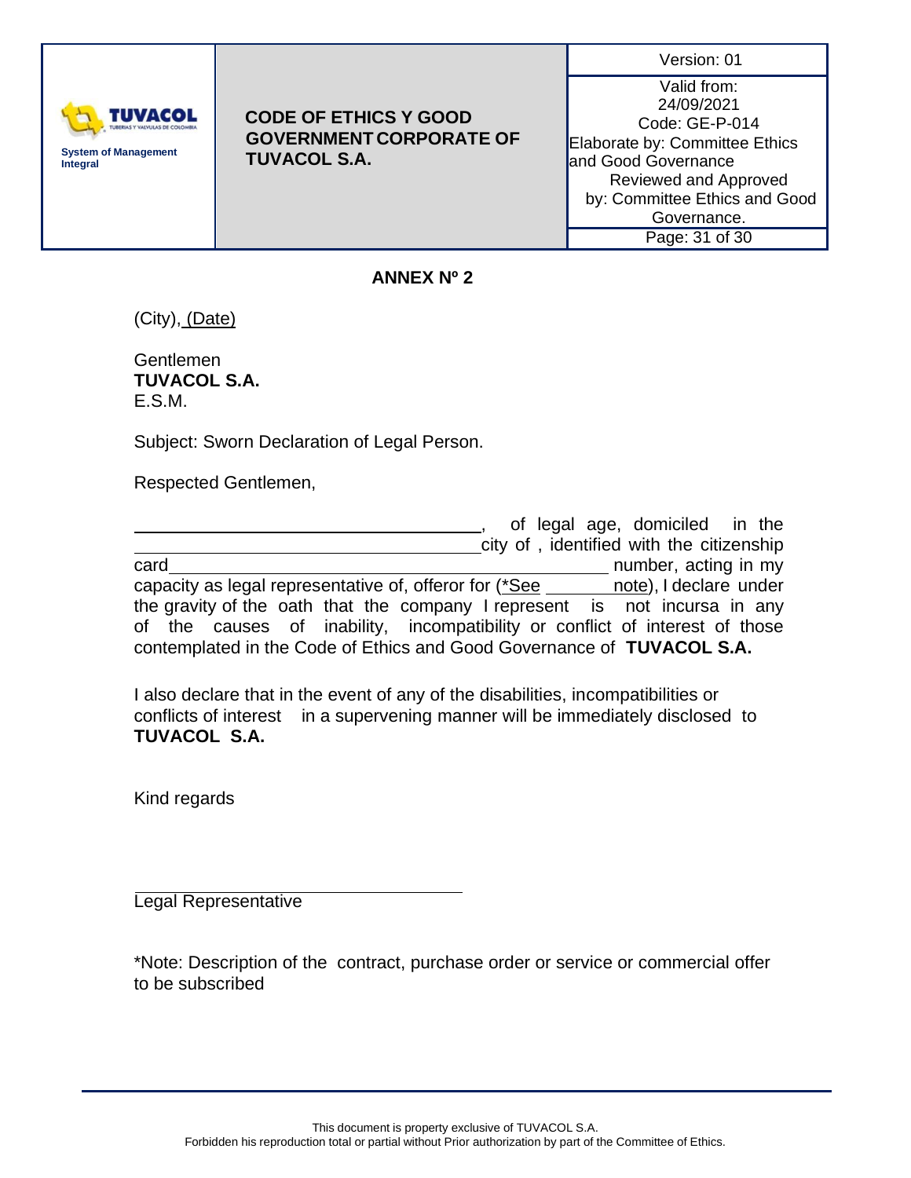## ANNEX Nº 2

(City), (Date)

Gentlemen
**TUVACOL S.A.**
E.S.M.

Subject: Sworn Declaration of Legal Person.

Respected Gentlemen,

\_\_\_\_\_\_\_\_\_\_\_\_\_\_\_\_\_\_\_\_\_\_\_\_\_\_\_\_\_\_\_\_\_\_\_\_, of legal age, domiciled in the \_\_\_\_\_\_\_\_\_\_\_\_\_\_\_\_\_\_\_\_\_\_\_\_\_\_\_\_\_\_\_\_\_\_\_\_ city of , identified with the citizenship card\_\_\_\_\_\_\_\_\_\_\_\_\_\_\_\_\_\_\_\_\_\_\_\_\_\_\_\_\_\_\_\_\_\_\_\_\_\_\_\_\_\_\_\_\_\_\_\_ number, acting in my capacity as legal representative of, offeror for (*See \_\_\_\_\_\_\_ note), I declare under the gravity of the oath that the company I represent is not incursa in any of the causes of inability, incompatibility or conflict of interest of those contemplated in the Code of Ethics and Good Governance of **TUVACOL S.A.**

I also declare that in the event of any of the disabilities, incompatibilities or conflicts of interest in a supervening manner will be immediately disclosed to **TUVACOL S.A.**

Kind regards

\_\_\_\_\_\_\_\_\_\_\_\_\_\_\_\_\_\_\_\_\_\_\_\_\_\_\_\_\_\_\_\_\_\_\_\_
Legal Representative

*Note: Description of the contract, purchase order or service or commercial offer to be subscribed